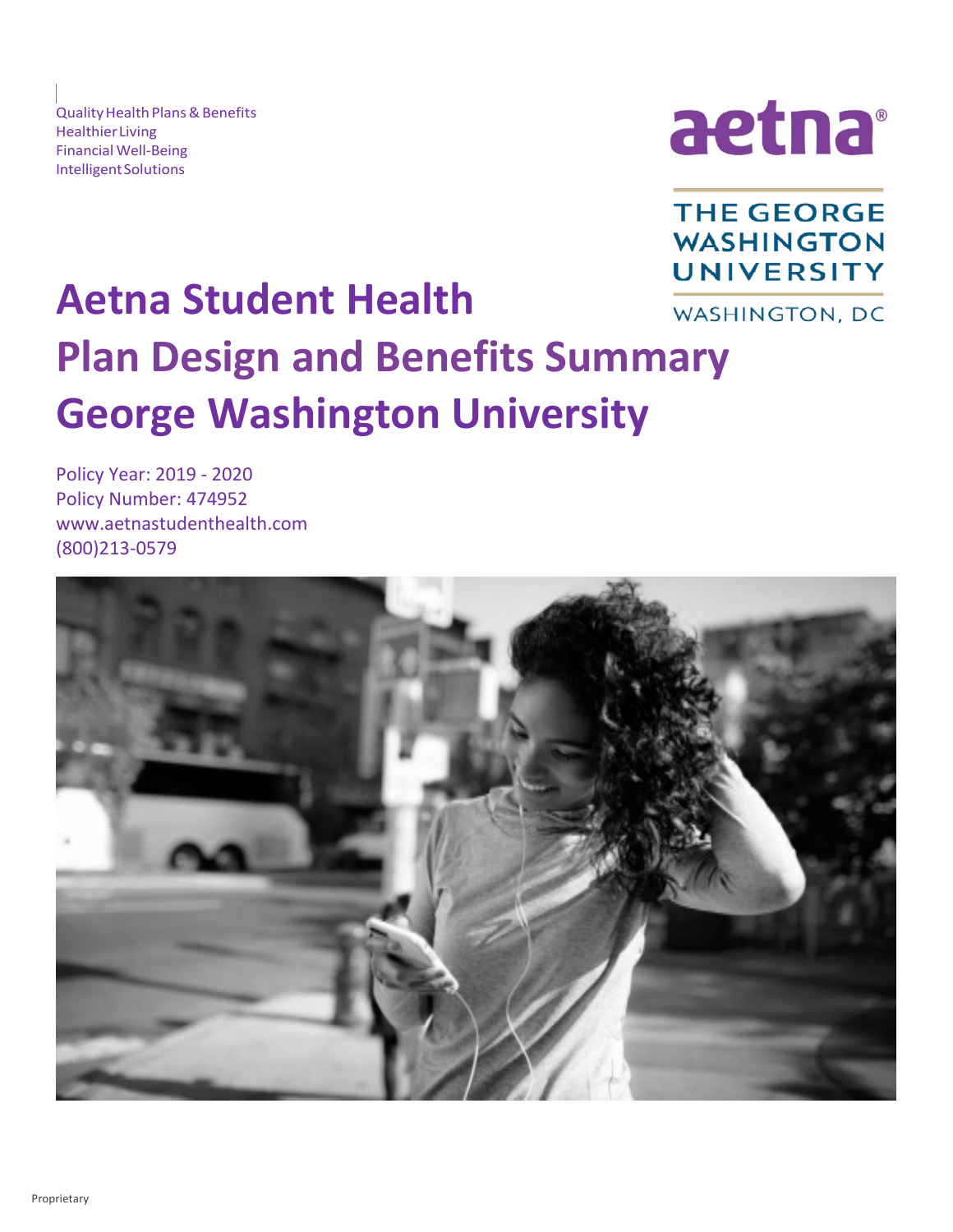Quality Health Plans & Benefits
Healthier Living
Financial Well-Being
Intelligent Solutions

aetna®

THE GEORGE WASHINGTON UNIVERSITY

WASHINGTON, DC

# Aetna Student Health
# Plan Design and Benefits Summary
# George Washington University

Policy Year: 2019 - 2020
Policy Number: 474952
www.aetnastudenthealth.com
(800)213-0579

Proprietary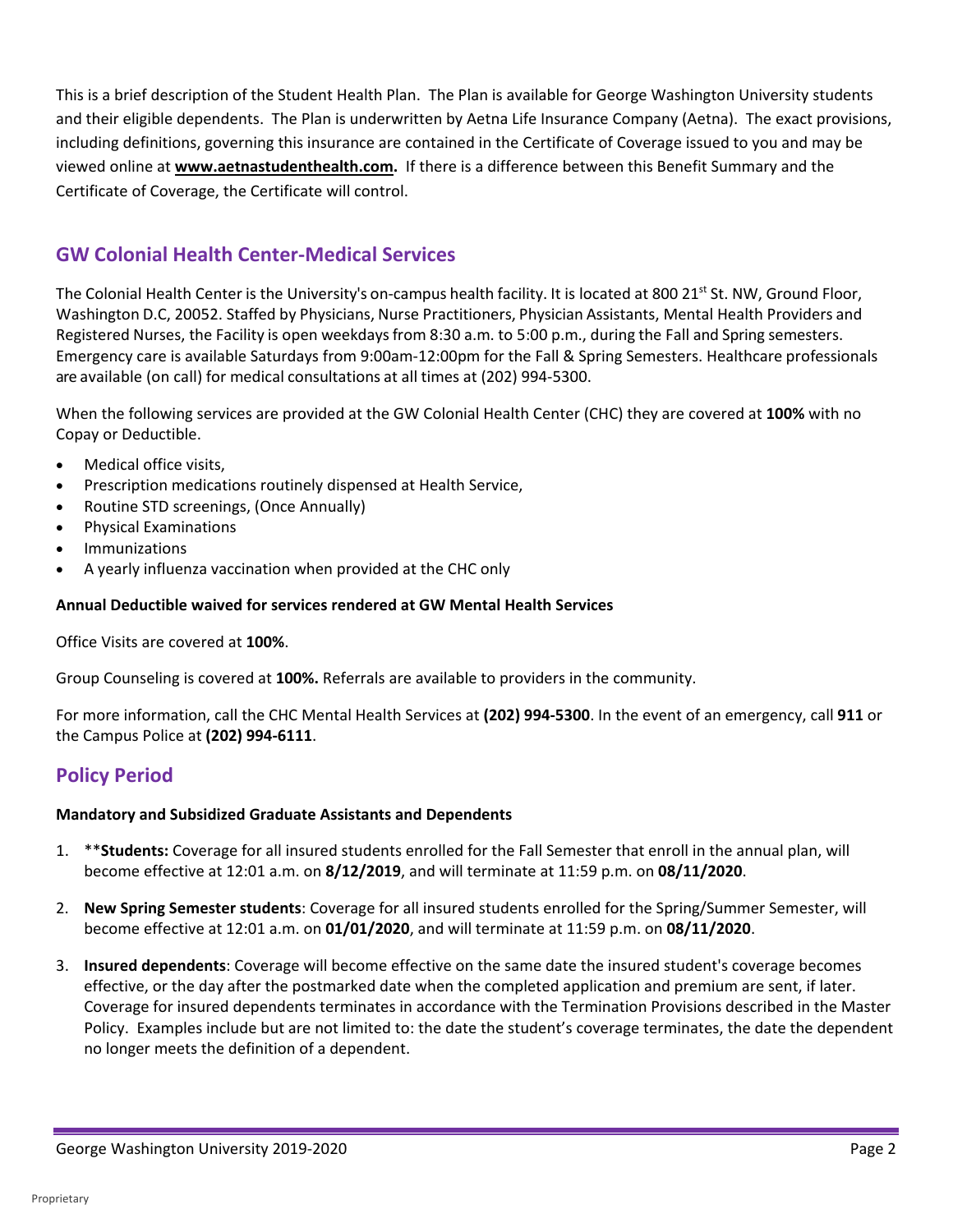This is a brief description of the Student Health Plan. The Plan is available for George Washington University students and their eligible dependents. The Plan is underwritten by Aetna Life Insurance Company (Aetna). The exact provisions, including definitions, governing this insurance are contained in the Certificate of Coverage issued to you and may be viewed online at **www.aetnastudenthealth.com.** If there is a difference between this Benefit Summary and the Certificate of Coverage, the Certificate will control.

## GW Colonial Health Center-Medical Services

The Colonial Health Center is the University's on-campus health facility. It is located at 800 21st St. NW, Ground Floor, Washington D.C, 20052. Staffed by Physicians, Nurse Practitioners, Physician Assistants, Mental Health Providers and Registered Nurses, the Facility is open weekdays from 8:30 a.m. to 5:00 p.m., during the Fall and Spring semesters. Emergency care is available Saturdays from 9:00am-12:00pm for the Fall & Spring Semesters. Healthcare professionals are available (on call) for medical consultations at all times at (202) 994-5300.

When the following services are provided at the GW Colonial Health Center (CHC) they are covered at **100%** with no Copay or Deductible.

- Medical office visits,
- Prescription medications routinely dispensed at Health Service,
- Routine STD screenings, (Once Annually)
- Physical Examinations
- Immunizations
- A yearly influenza vaccination when provided at the CHC only

**Annual Deductible waived for services rendered at GW Mental Health Services**

Office Visits are covered at **100%**.

Group Counseling is covered at **100%.** Referrals are available to providers in the community.

For more information, call the CHC Mental Health Services at **(202) 994-5300**. In the event of an emergency, call **911** or the Campus Police at **(202) 994-6111**.

## Policy Period

**Mandatory and Subsidized Graduate Assistants and Dependents**

1. ****Students:** Coverage for all insured students enrolled for the Fall Semester that enroll in the annual plan, will become effective at 12:01 a.m. on **8/12/2019**, and will terminate at 11:59 p.m. on **08/11/2020**.
2. **New Spring Semester students**: Coverage for all insured students enrolled for the Spring/Summer Semester, will become effective at 12:01 a.m. on **01/01/2020**, and will terminate at 11:59 p.m. on **08/11/2020**.
3. **Insured dependents**: Coverage will become effective on the same date the insured student's coverage becomes effective, or the day after the postmarked date when the completed application and premium are sent, if later. Coverage for insured dependents terminates in accordance with the Termination Provisions described in the Master Policy. Examples include but are not limited to: the date the student's coverage terminates, the date the dependent no longer meets the definition of a dependent.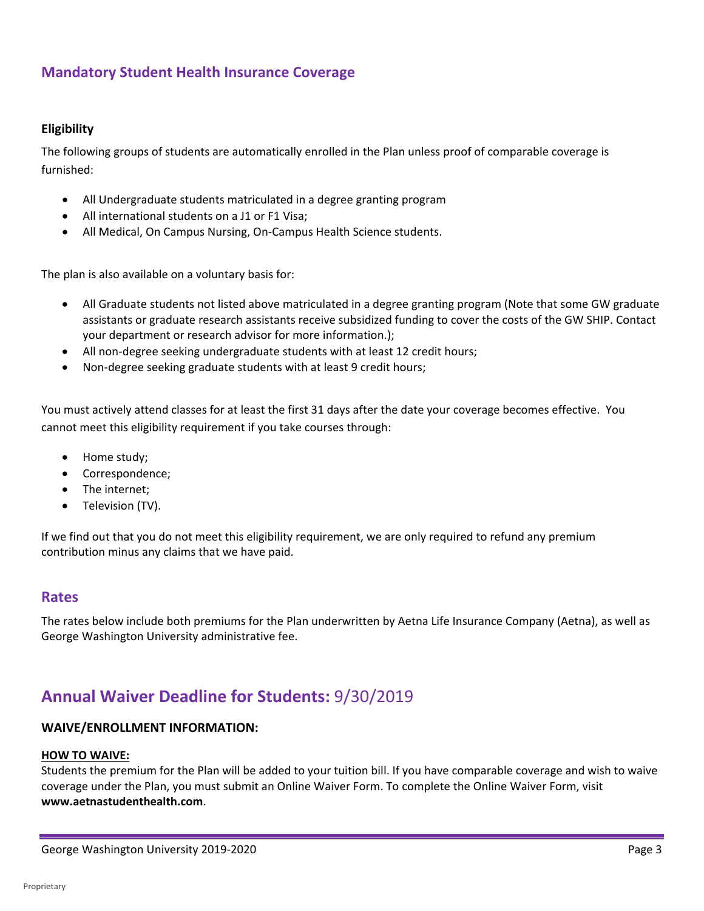## Mandatory Student Health Insurance Coverage

### Eligibility

The following groups of students are automatically enrolled in the Plan unless proof of comparable coverage is furnished:

- All Undergraduate students matriculated in a degree granting program
- All international students on a J1 or F1 Visa;
- All Medical, On Campus Nursing, On-Campus Health Science students.

The plan is also available on a voluntary basis for:

- All Graduate students not listed above matriculated in a degree granting program (Note that some GW graduate assistants or graduate research assistants receive subsidized funding to cover the costs of the GW SHIP. Contact your department or research advisor for more information.);
- All non-degree seeking undergraduate students with at least 12 credit hours;
- Non-degree seeking graduate students with at least 9 credit hours;

You must actively attend classes for at least the first 31 days after the date your coverage becomes effective. You cannot meet this eligibility requirement if you take courses through:

- Home study;
- Correspondence;
- The internet;
- Television (TV).

If we find out that you do not meet this eligibility requirement, we are only required to refund any premium contribution minus any claims that we have paid.

## Rates

The rates below include both premiums for the Plan underwritten by Aetna Life Insurance Company (Aetna), as well as George Washington University administrative fee.

# Annual Waiver Deadline for Students: 9/30/2019

### WAIVE/ENROLLMENT INFORMATION:

**HOW TO WAIVE:**

Students the premium for the Plan will be added to your tuition bill. If you have comparable coverage and wish to waive coverage under the Plan, you must submit an Online Waiver Form. To complete the Online Waiver Form, visit **www.aetnastudenthealth.com**.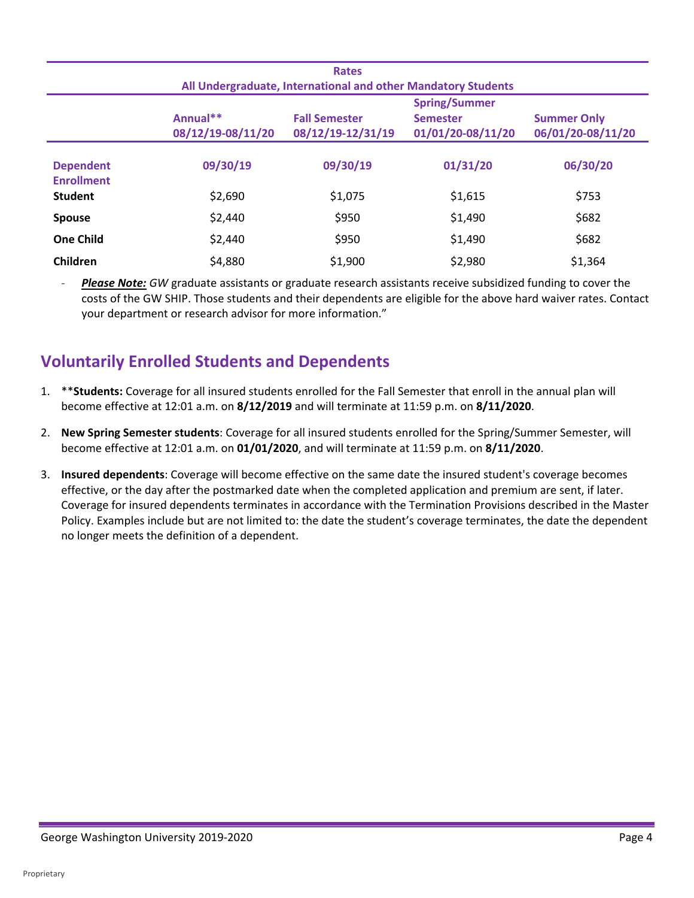| Rates<br>All Undergraduate, International and other Mandatory Students | | | | |
|---|---|---|---|---|
| | Annual**<br>08/12/19-08/11/20 | Fall Semester<br>08/12/19-12/31/19 | Spring/Summer Semester<br>01/01/20-08/11/20 | Summer Only<br>06/01/20-08/11/20 |
| **Dependent Enrollment** | **09/30/19** | **09/30/19** | **01/31/20** | **06/30/20** |
| **Student** | $2,690 | $1,075 | $1,615 | $753 |
| **Spouse** | $2,440 | $950 | $1,490 | $682 |
| **One Child** | $2,440 | $950 | $1,490 | $682 |
| **Children** | $4,880 | $1,900 | $2,980 | $1,364 |

- ***Please Note:*** *GW* graduate assistants or graduate research assistants receive subsidized funding to cover the costs of the GW SHIP. Those students and their dependents are eligible for the above hard waiver rates. Contact your department or research advisor for more information."

## Voluntarily Enrolled Students and Dependents

1. ****Students:** Coverage for all insured students enrolled for the Fall Semester that enroll in the annual plan will become effective at 12:01 a.m. on **8/12/2019** and will terminate at 11:59 p.m. on **8/11/2020**.
2. **New Spring Semester students**: Coverage for all insured students enrolled for the Spring/Summer Semester, will become effective at 12:01 a.m. on **01/01/2020**, and will terminate at 11:59 p.m. on **8/11/2020**.
3. **Insured dependents**: Coverage will become effective on the same date the insured student's coverage becomes effective, or the day after the postmarked date when the completed application and premium are sent, if later. Coverage for insured dependents terminates in accordance with the Termination Provisions described in the Master Policy. Examples include but are not limited to: the date the student's coverage terminates, the date the dependent no longer meets the definition of a dependent.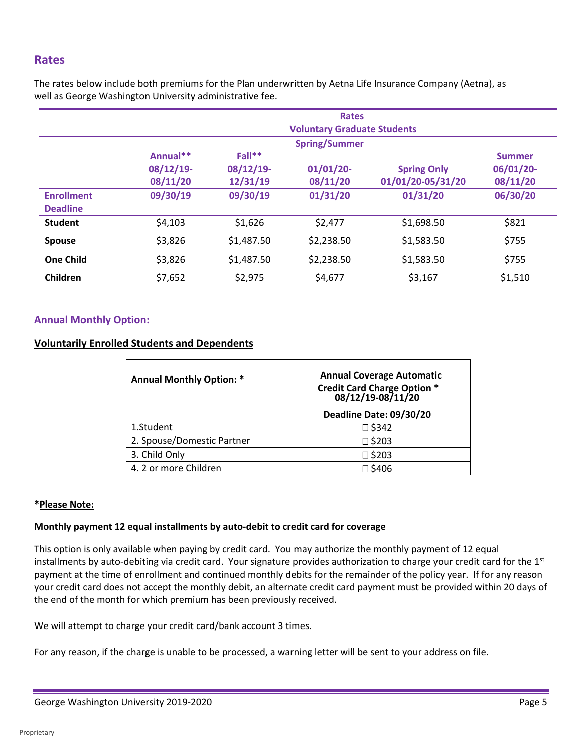## Rates

The rates below include both premiums for the Plan underwritten by Aetna Life Insurance Company (Aetna), as well as George Washington University administrative fee.

| | Rates Voluntary Graduate Students | | | | |
|---|---|---|---|---|---|
| | | | Spring/Summer | | |
| | Annual** 08/12/19-08/11/20 | Fall** 08/12/19-12/31/19 | 01/01/20-08/11/20 | Spring Only 01/01/20-05/31/20 | Summer 06/01/20-08/11/20 |
| **Enrollment Deadline** | 09/30/19 | 09/30/19 | 01/31/20 | 01/31/20 | 06/30/20 |
| **Student** | $4,103 | $1,626 | $2,477 | $1,698.50 | $821 |
| **Spouse** | $3,826 | $1,487.50 | $2,238.50 | $1,583.50 | $755 |
| **One Child** | $3,826 | $1,487.50 | $2,238.50 | $1,583.50 | $755 |
| **Children** | $7,652 | $2,975 | $4,677 | $3,167 | $1,510 |

### Annual Monthly Option:

**Voluntarily Enrolled Students and Dependents**

| Annual Monthly Option: * | Annual Coverage Automatic Credit Card Charge Option * 08/12/19-08/11/20 Deadline Date: 09/30/20 |
|---|---|
| 1.Student | ☐ $342 |
| 2. Spouse/Domestic Partner | ☐ $203 |
| 3. Child Only | ☐ $203 |
| 4. 2 or more Children | ☐ $406 |

***Please Note:**

**Monthly payment 12 equal installments by auto-debit to credit card for coverage**

This option is only available when paying by credit card. You may authorize the monthly payment of 12 equal installments by auto-debiting via credit card. Your signature provides authorization to charge your credit card for the 1st payment at the time of enrollment and continued monthly debits for the remainder of the policy year. If for any reason your credit card does not accept the monthly debit, an alternate credit card payment must be provided within 20 days of the end of the month for which premium has been previously received.

We will attempt to charge your credit card/bank account 3 times.

For any reason, if the charge is unable to be processed, a warning letter will be sent to your address on file.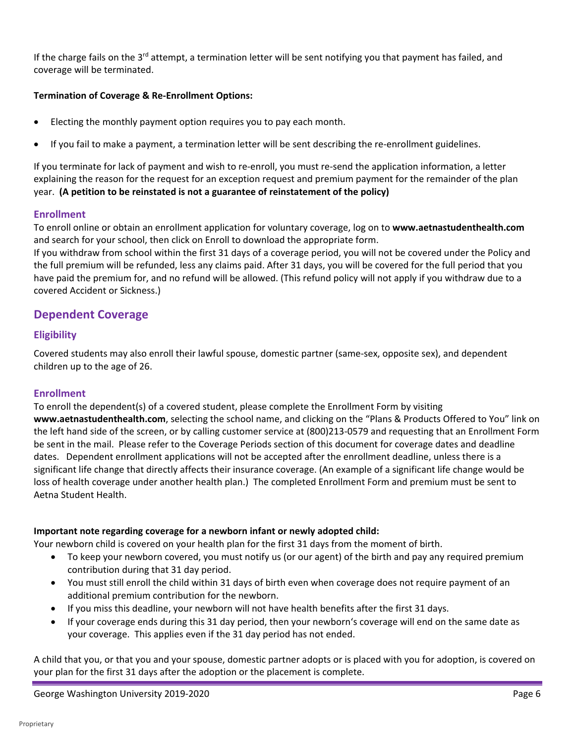If the charge fails on the 3rd attempt, a termination letter will be sent notifying you that payment has failed, and coverage will be terminated.

**Termination of Coverage & Re-Enrollment Options:**

- Electing the monthly payment option requires you to pay each month.
- If you fail to make a payment, a termination letter will be sent describing the re-enrollment guidelines.

If you terminate for lack of payment and wish to re-enroll, you must re-send the application information, a letter explaining the reason for the request for an exception request and premium payment for the remainder of the plan year. **(A petition to be reinstated is not a guarantee of reinstatement of the policy)**

### Enrollment

To enroll online or obtain an enrollment application for voluntary coverage, log on to **www.aetnastudenthealth.com** and search for your school, then click on Enroll to download the appropriate form.

If you withdraw from school within the first 31 days of a coverage period, you will not be covered under the Policy and the full premium will be refunded, less any claims paid. After 31 days, you will be covered for the full period that you have paid the premium for, and no refund will be allowed. (This refund policy will not apply if you withdraw due to a covered Accident or Sickness.)

## Dependent Coverage

### Eligibility

Covered students may also enroll their lawful spouse, domestic partner (same-sex, opposite sex), and dependent children up to the age of 26.

### Enrollment

To enroll the dependent(s) of a covered student, please complete the Enrollment Form by visiting **www.aetnastudenthealth.com**, selecting the school name, and clicking on the "Plans & Products Offered to You" link on the left hand side of the screen, or by calling customer service at (800)213-0579 and requesting that an Enrollment Form be sent in the mail. Please refer to the Coverage Periods section of this document for coverage dates and deadline dates. Dependent enrollment applications will not be accepted after the enrollment deadline, unless there is a significant life change that directly affects their insurance coverage. (An example of a significant life change would be loss of health coverage under another health plan.) The completed Enrollment Form and premium must be sent to Aetna Student Health.

**Important note regarding coverage for a newborn infant or newly adopted child:**

Your newborn child is covered on your health plan for the first 31 days from the moment of birth.

- To keep your newborn covered, you must notify us (or our agent) of the birth and pay any required premium contribution during that 31 day period.
- You must still enroll the child within 31 days of birth even when coverage does not require payment of an additional premium contribution for the newborn.
- If you miss this deadline, your newborn will not have health benefits after the first 31 days.
- If your coverage ends during this 31 day period, then your newborn's coverage will end on the same date as your coverage. This applies even if the 31 day period has not ended.

A child that you, or that you and your spouse, domestic partner adopts or is placed with you for adoption, is covered on your plan for the first 31 days after the adoption or the placement is complete.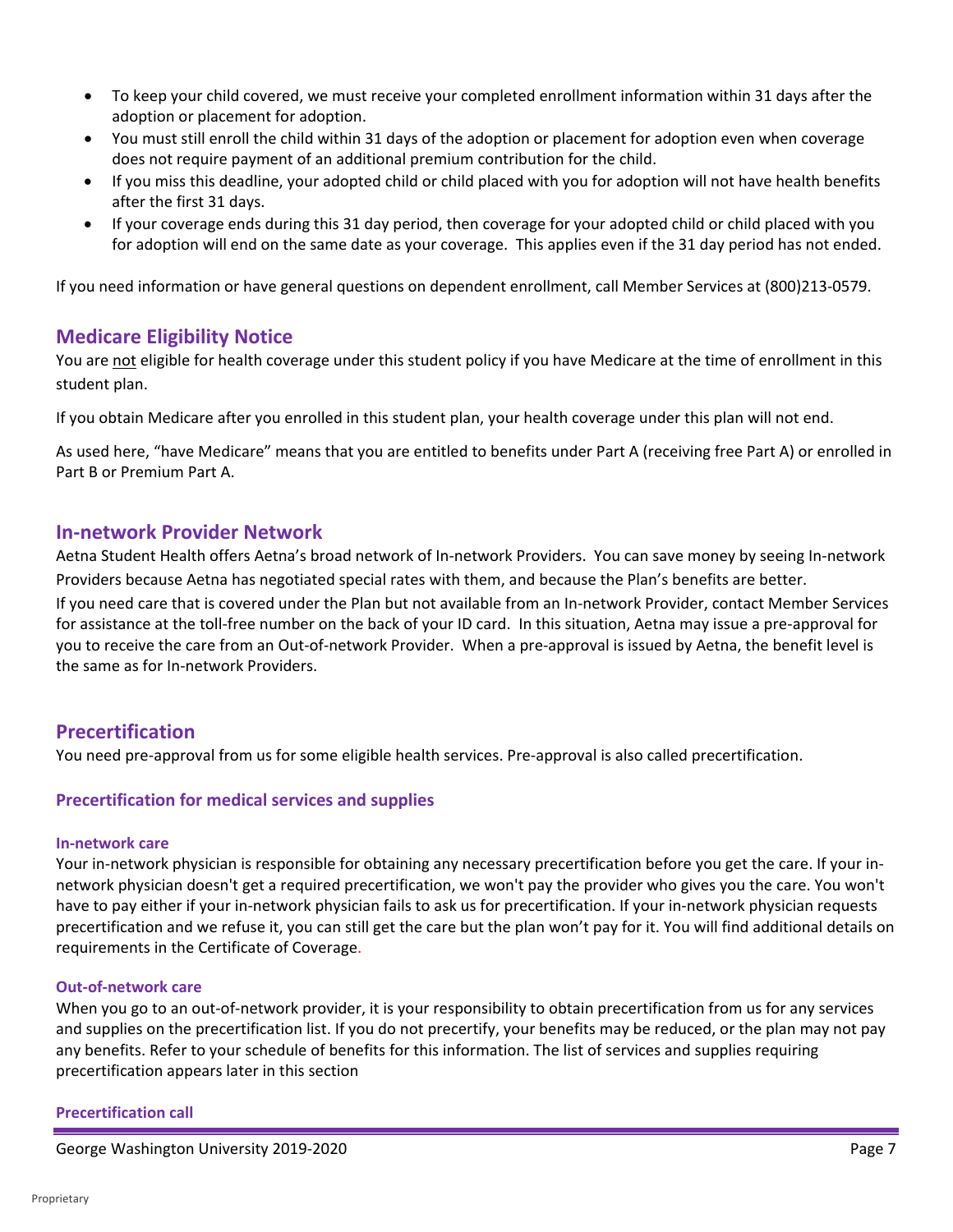- To keep your child covered, we must receive your completed enrollment information within 31 days after the adoption or placement for adoption.
- You must still enroll the child within 31 days of the adoption or placement for adoption even when coverage does not require payment of an additional premium contribution for the child.
- If you miss this deadline, your adopted child or child placed with you for adoption will not have health benefits after the first 31 days.
- If your coverage ends during this 31 day period, then coverage for your adopted child or child placed with you for adoption will end on the same date as your coverage. This applies even if the 31 day period has not ended.

If you need information or have general questions on dependent enrollment, call Member Services at (800)213-0579.

## Medicare Eligibility Notice

You are not eligible for health coverage under this student policy if you have Medicare at the time of enrollment in this student plan.

If you obtain Medicare after you enrolled in this student plan, your health coverage under this plan will not end.

As used here, "have Medicare" means that you are entitled to benefits under Part A (receiving free Part A) or enrolled in Part B or Premium Part A.

## In-network Provider Network

Aetna Student Health offers Aetna's broad network of In-network Providers. You can save money by seeing In-network Providers because Aetna has negotiated special rates with them, and because the Plan's benefits are better.

If you need care that is covered under the Plan but not available from an In-network Provider, contact Member Services for assistance at the toll-free number on the back of your ID card. In this situation, Aetna may issue a pre-approval for you to receive the care from an Out-of-network Provider. When a pre-approval is issued by Aetna, the benefit level is the same as for In-network Providers.

## Precertification

You need pre-approval from us for some eligible health services. Pre-approval is also called precertification.

### Precertification for medical services and supplies

#### In-network care

Your in-network physician is responsible for obtaining any necessary precertification before you get the care. If your in-network physician doesn't get a required precertification, we won't pay the provider who gives you the care. You won't have to pay either if your in-network physician fails to ask us for precertification. If your in-network physician requests precertification and we refuse it, you can still get the care but the plan won't pay for it. You will find additional details on requirements in the Certificate of Coverage.

#### Out-of-network care

When you go to an out-of-network provider, it is your responsibility to obtain precertification from us for any services and supplies on the precertification list. If you do not precertify, your benefits may be reduced, or the plan may not pay any benefits. Refer to your schedule of benefits for this information. The list of services and supplies requiring precertification appears later in this section

#### Precertification call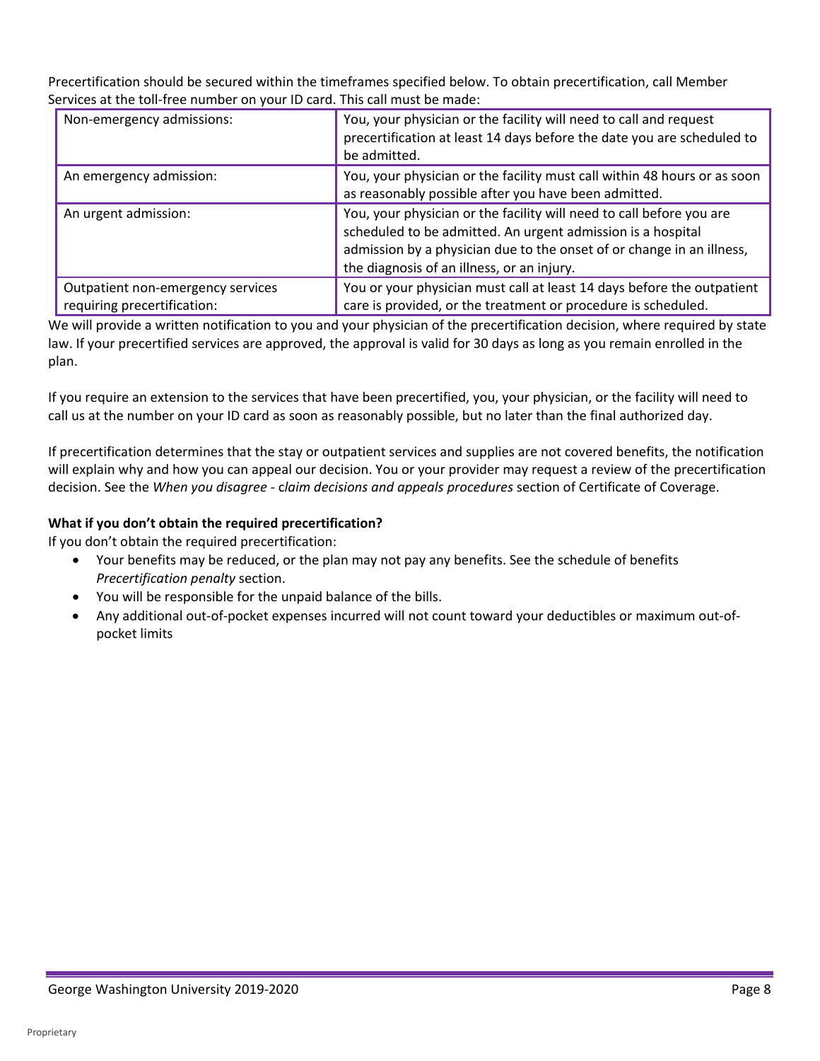Precertification should be secured within the timeframes specified below. To obtain precertification, call Member Services at the toll-free number on your ID card. This call must be made:

| | |
|---|---|
| Non-emergency admissions: | You, your physician or the facility will need to call and request precertification at least 14 days before the date you are scheduled to be admitted. |
| An emergency admission: | You, your physician or the facility must call within 48 hours or as soon as reasonably possible after you have been admitted. |
| An urgent admission: | You, your physician or the facility will need to call before you are scheduled to be admitted. An urgent admission is a hospital admission by a physician due to the onset of or change in an illness, the diagnosis of an illness, or an injury. |
| Outpatient non-emergency services requiring precertification: | You or your physician must call at least 14 days before the outpatient care is provided, or the treatment or procedure is scheduled. |

We will provide a written notification to you and your physician of the precertification decision, where required by state law. If your precertified services are approved, the approval is valid for 30 days as long as you remain enrolled in the plan.

If you require an extension to the services that have been precertified, you, your physician, or the facility will need to call us at the number on your ID card as soon as reasonably possible, but no later than the final authorized day.

If precertification determines that the stay or outpatient services and supplies are not covered benefits, the notification will explain why and how you can appeal our decision. You or your provider may request a review of the precertification decision. See the *When you disagree - claim decisions and appeals procedures* section of Certificate of Coverage.

**What if you don't obtain the required precertification?**

If you don't obtain the required precertification:

- Your benefits may be reduced, or the plan may not pay any benefits. See the schedule of benefits *Precertification penalty* section.
- You will be responsible for the unpaid balance of the bills.
- Any additional out-of-pocket expenses incurred will not count toward your deductibles or maximum out-of-pocket limits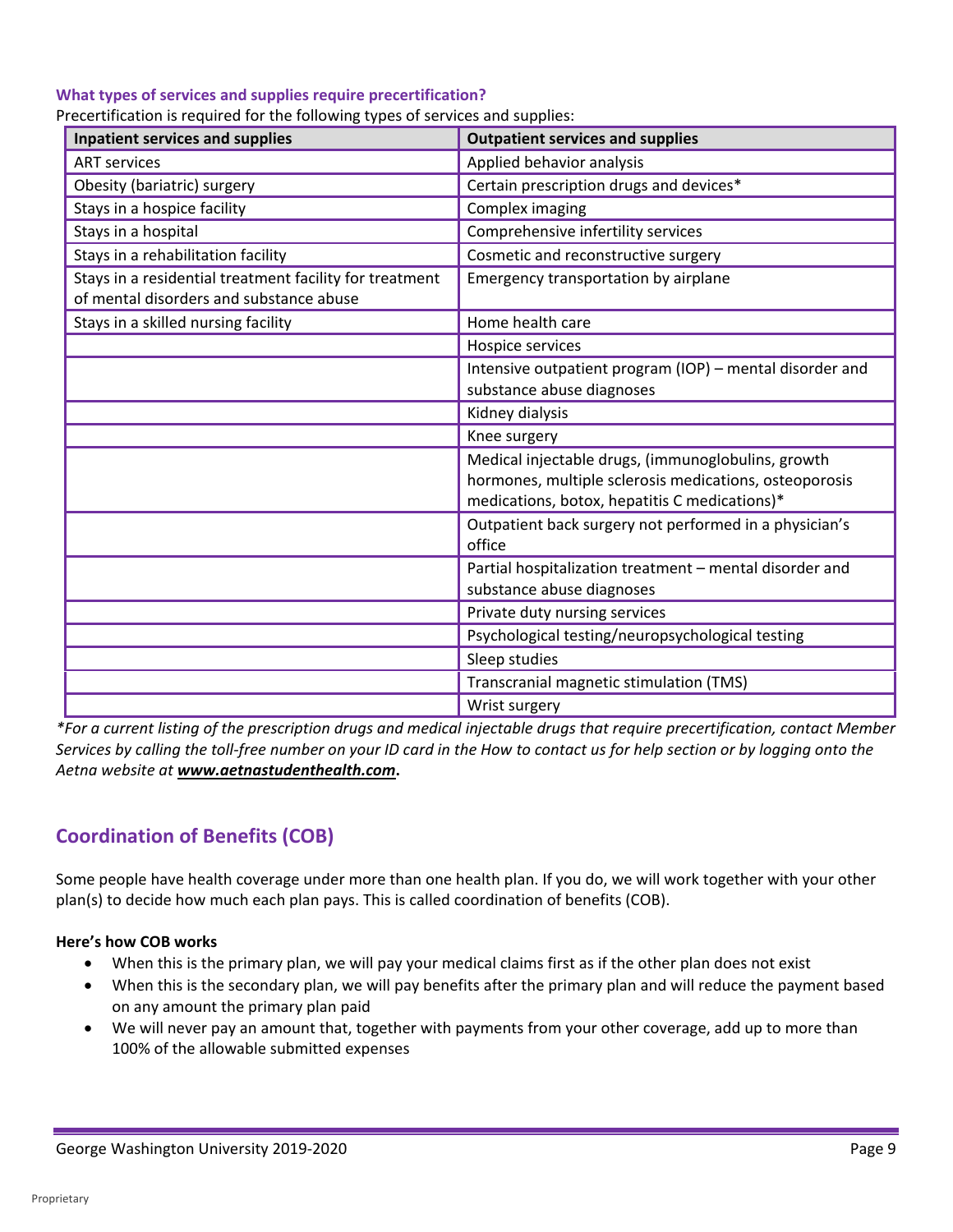### What types of services and supplies require precertification?

Precertification is required for the following types of services and supplies:

| Inpatient services and supplies | Outpatient services and supplies |
|---|---|
| ART services | Applied behavior analysis |
| Obesity (bariatric) surgery | Certain prescription drugs and devices* |
| Stays in a hospice facility | Complex imaging |
| Stays in a hospital | Comprehensive infertility services |
| Stays in a rehabilitation facility | Cosmetic and reconstructive surgery |
| Stays in a residential treatment facility for treatment of mental disorders and substance abuse | Emergency transportation by airplane |
| Stays in a skilled nursing facility | Home health care |
| | Hospice services |
| | Intensive outpatient program (IOP) – mental disorder and substance abuse diagnoses |
| | Kidney dialysis |
| | Knee surgery |
| | Medical injectable drugs, (immunoglobulins, growth hormones, multiple sclerosis medications, osteoporosis medications, botox, hepatitis C medications)* |
| | Outpatient back surgery not performed in a physician's office |
| | Partial hospitalization treatment – mental disorder and substance abuse diagnoses |
| | Private duty nursing services |
| | Psychological testing/neuropsychological testing |
| | Sleep studies |
| | Transcranial magnetic stimulation (TMS) |
| | Wrist surgery |

*For a current listing of the prescription drugs and medical injectable drugs that require precertification, contact Member Services by calling the toll-free number on your ID card in the How to contact us for help section or by logging onto the Aetna website at **www.aetnastudenthealth.com**.*

## Coordination of Benefits (COB)

Some people have health coverage under more than one health plan. If you do, we will work together with your other plan(s) to decide how much each plan pays. This is called coordination of benefits (COB).

**Here's how COB works**

- When this is the primary plan, we will pay your medical claims first as if the other plan does not exist
- When this is the secondary plan, we will pay benefits after the primary plan and will reduce the payment based on any amount the primary plan paid
- We will never pay an amount that, together with payments from your other coverage, add up to more than 100% of the allowable submitted expenses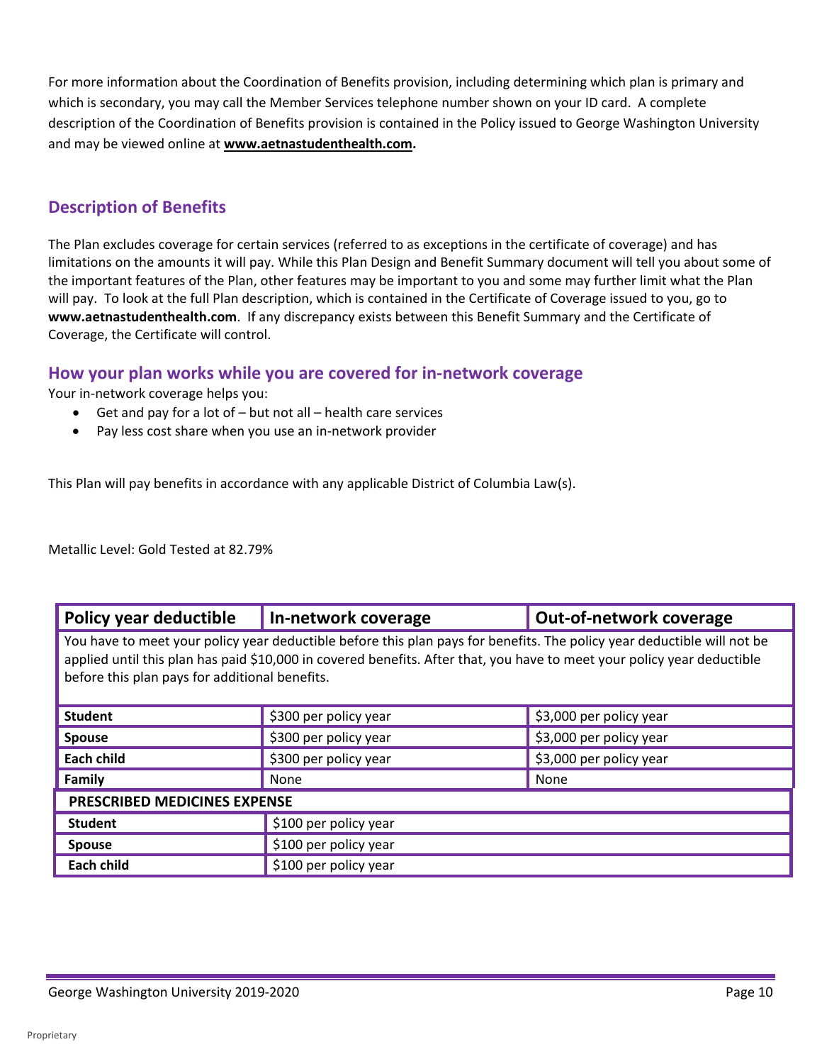For more information about the Coordination of Benefits provision, including determining which plan is primary and which is secondary, you may call the Member Services telephone number shown on your ID card. A complete description of the Coordination of Benefits provision is contained in the Policy issued to George Washington University and may be viewed online at **www.aetnastudenthealth.com.**

## Description of Benefits

The Plan excludes coverage for certain services (referred to as exceptions in the certificate of coverage) and has limitations on the amounts it will pay. While this Plan Design and Benefit Summary document will tell you about some of the important features of the Plan, other features may be important to you and some may further limit what the Plan will pay. To look at the full Plan description, which is contained in the Certificate of Coverage issued to you, go to **www.aetnastudenthealth.com**. If any discrepancy exists between this Benefit Summary and the Certificate of Coverage, the Certificate will control.

### How your plan works while you are covered for in-network coverage

Your in-network coverage helps you:

- Get and pay for a lot of – but not all – health care services
- Pay less cost share when you use an in-network provider

This Plan will pay benefits in accordance with any applicable District of Columbia Law(s).

Metallic Level: Gold Tested at 82.79%

| Policy year deductible | In-network coverage | Out-of-network coverage |
|---|---|---|
| You have to meet your policy year deductible before this plan pays for benefits. The policy year deductible will not be applied until this plan has paid $10,000 in covered benefits. After that, you have to meet your policy year deductible before this plan pays for additional benefits. | | |
| **Student** | $300 per policy year | $3,000 per policy year |
| **Spouse** | $300 per policy year | $3,000 per policy year |
| **Each child** | $300 per policy year | $3,000 per policy year |
| **Family** | None | None |
| **PRESCRIBED MEDICINES EXPENSE** | | |
| **Student** | $100 per policy year | |
| **Spouse** | $100 per policy year | |
| **Each child** | $100 per policy year | |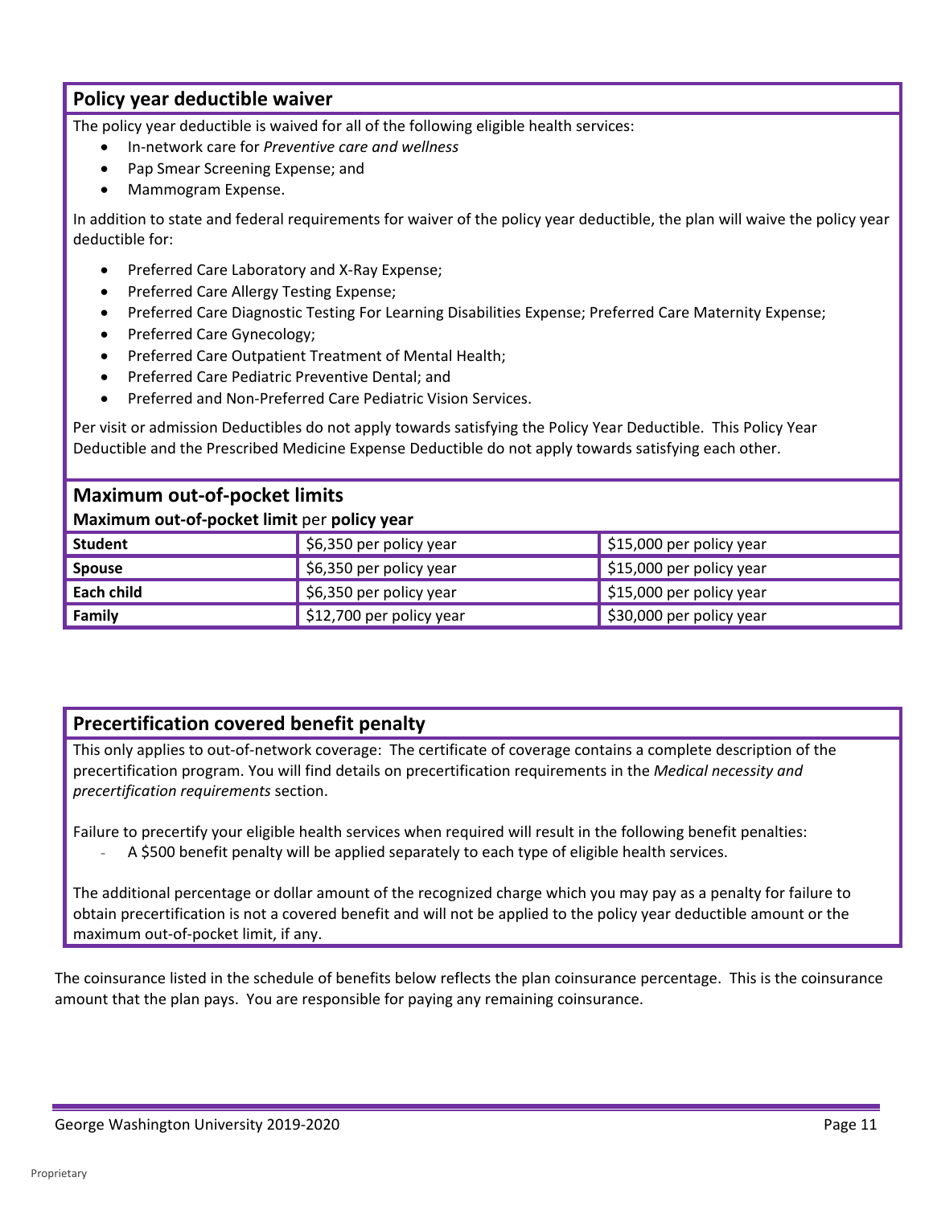## Policy year deductible waiver

The policy year deductible is waived for all of the following eligible health services:

- In-network care for *Preventive care and wellness*
- Pap Smear Screening Expense; and
- Mammogram Expense.

In addition to state and federal requirements for waiver of the policy year deductible, the plan will waive the policy year deductible for:

- Preferred Care Laboratory and X-Ray Expense;
- Preferred Care Allergy Testing Expense;
- Preferred Care Diagnostic Testing For Learning Disabilities Expense; Preferred Care Maternity Expense;
- Preferred Care Gynecology;
- Preferred Care Outpatient Treatment of Mental Health;
- Preferred Care Pediatric Preventive Dental; and
- Preferred and Non-Preferred Care Pediatric Vision Services.

Per visit or admission Deductibles do not apply towards satisfying the Policy Year Deductible. This Policy Year Deductible and the Prescribed Medicine Expense Deductible do not apply towards satisfying each other.

## Maximum out-of-pocket limits

**Maximum out-of-pocket limit** per **policy year**

| | | |
|---|---|---|
| **Student** | $6,350 per policy year | $15,000 per policy year |
| **Spouse** | $6,350 per policy year | $15,000 per policy year |
| **Each child** | $6,350 per policy year | $15,000 per policy year |
| **Family** | $12,700 per policy year | $30,000 per policy year |

## Precertification covered benefit penalty

This only applies to out-of-network coverage: The certificate of coverage contains a complete description of the precertification program. You will find details on precertification requirements in the *Medical necessity and precertification requirements* section.

Failure to precertify your eligible health services when required will result in the following benefit penalties:

- A $500 benefit penalty will be applied separately to each type of eligible health services.

The additional percentage or dollar amount of the recognized charge which you may pay as a penalty for failure to obtain precertification is not a covered benefit and will not be applied to the policy year deductible amount or the maximum out-of-pocket limit, if any.

The coinsurance listed in the schedule of benefits below reflects the plan coinsurance percentage. This is the coinsurance amount that the plan pays. You are responsible for paying any remaining coinsurance.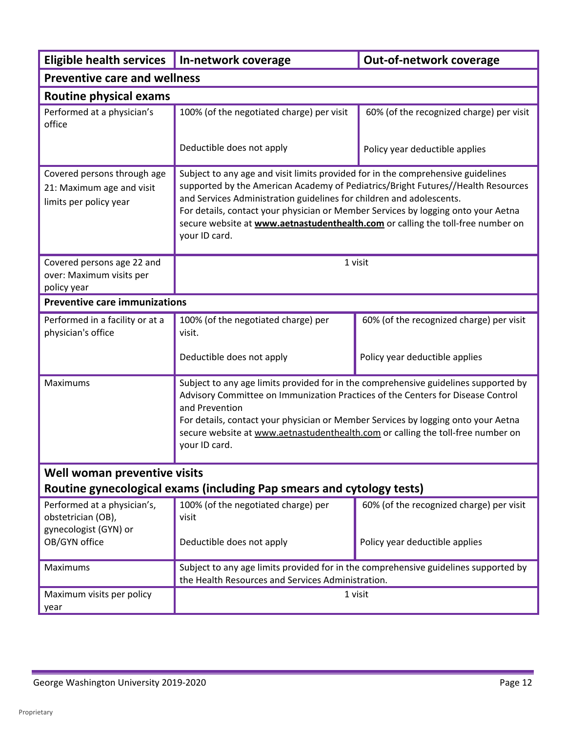| Eligible health services | In-network coverage | Out-of-network coverage |
|---|---|---|
| **Preventive care and wellness** | | |
| **Routine physical exams** | | |
| Performed at a physician's office | 100% (of the negotiated charge) per visit<br><br>Deductible does not apply | 60% (of the recognized charge) per visit<br><br>Policy year deductible applies |
| Covered persons through age 21: Maximum age and visit limits per policy year | Subject to any age and visit limits provided for in the comprehensive guidelines supported by the American Academy of Pediatrics/Bright Futures//Health Resources and Services Administration guidelines for children and adolescents.<br>For details, contact your physician or Member Services by logging onto your Aetna secure website at **www.aetnastudenthealth.com** or calling the toll-free number on your ID card. | |
| Covered persons age 22 and over: Maximum visits per policy year | 1 visit | |
| **Preventive care immunizations** | | |
| Performed in a facility or at a physician's office | 100% (of the negotiated charge) per visit.<br><br>Deductible does not apply | 60% (of the recognized charge) per visit<br><br>Policy year deductible applies |
| Maximums | Subject to any age limits provided for in the comprehensive guidelines supported by Advisory Committee on Immunization Practices of the Centers for Disease Control and Prevention<br>For details, contact your physician or Member Services by logging onto your Aetna secure website at www.aetnastudenthealth.com or calling the toll-free number on your ID card. | |
| **Well woman preventive visits**<br>**Routine gynecological exams (including Pap smears and cytology tests)** | | |
| Performed at a physician's, obstetrician (OB), gynecologist (GYN) or OB/GYN office | 100% (of the negotiated charge) per visit<br><br>Deductible does not apply | 60% (of the recognized charge) per visit<br><br>Policy year deductible applies |
| Maximums | Subject to any age limits provided for in the comprehensive guidelines supported by the Health Resources and Services Administration. | |
| Maximum visits per policy year | 1 visit | |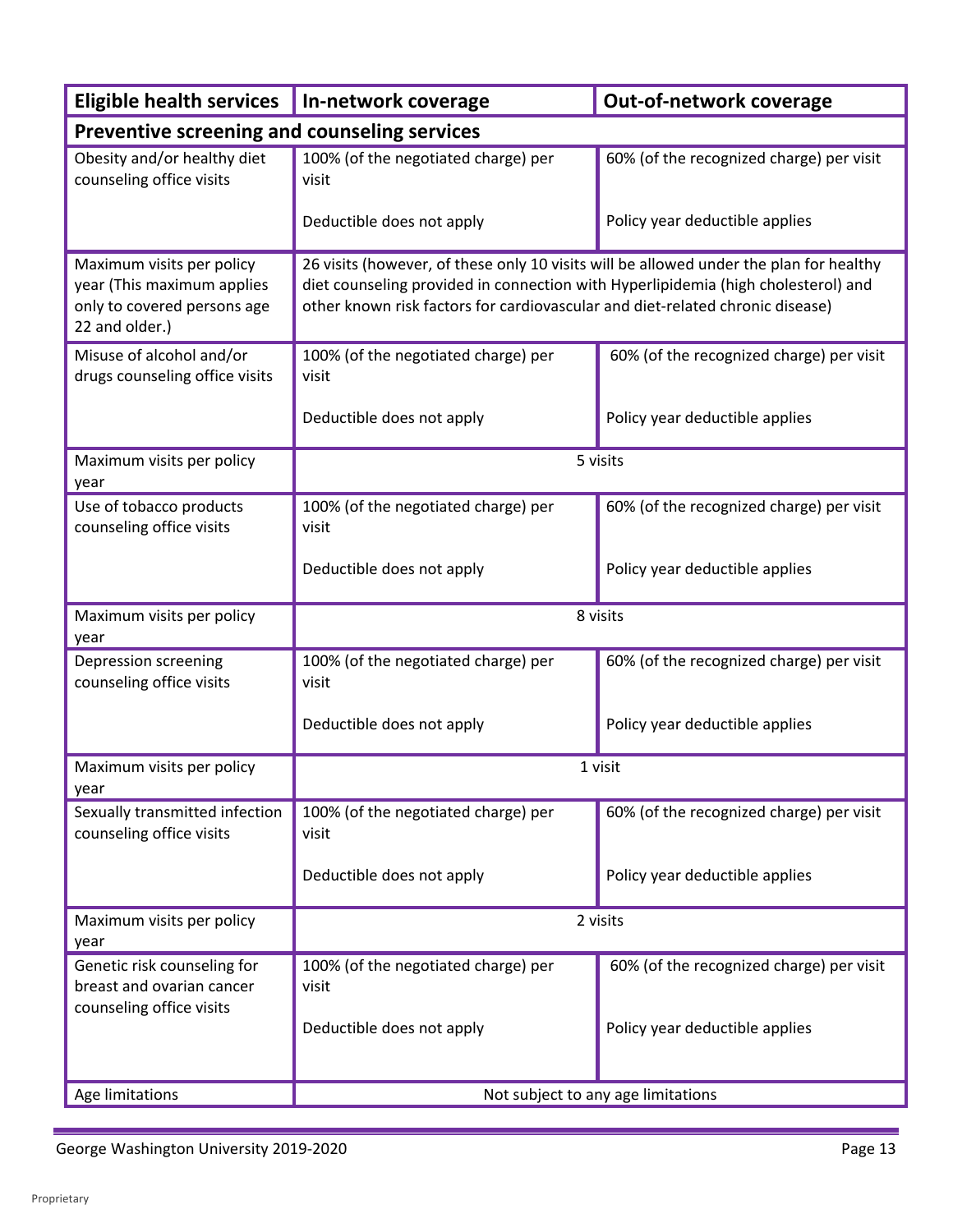| Eligible health services | In-network coverage | Out-of-network coverage |
| --- | --- | --- |
| **Preventive screening and counseling services** | | |
| Obesity and/or healthy diet counseling office visits | 100% (of the negotiated charge) per visit<br><br>Deductible does not apply | 60% (of the recognized charge) per visit<br><br>Policy year deductible applies |
| Maximum visits per policy year (This maximum applies only to covered persons age 22 and older.) | 26 visits (however, of these only 10 visits will be allowed under the plan for healthy diet counseling provided in connection with Hyperlipidemia (high cholesterol) and other known risk factors for cardiovascular and diet-related chronic disease) | |
| Misuse of alcohol and/or drugs counseling office visits | 100% (of the negotiated charge) per visit<br><br>Deductible does not apply | 60% (of the recognized charge) per visit<br><br>Policy year deductible applies |
| Maximum visits per policy year | 5 visits | |
| Use of tobacco products counseling office visits | 100% (of the negotiated charge) per visit<br><br>Deductible does not apply | 60% (of the recognized charge) per visit<br><br>Policy year deductible applies |
| Maximum visits per policy year | 8 visits | |
| Depression screening counseling office visits | 100% (of the negotiated charge) per visit<br><br>Deductible does not apply | 60% (of the recognized charge) per visit<br><br>Policy year deductible applies |
| Maximum visits per policy year | 1 visit | |
| Sexually transmitted infection counseling office visits | 100% (of the negotiated charge) per visit<br><br>Deductible does not apply | 60% (of the recognized charge) per visit<br><br>Policy year deductible applies |
| Maximum visits per policy year | 2 visits | |
| Genetic risk counseling for breast and ovarian cancer counseling office visits | 100% (of the negotiated charge) per visit<br><br>Deductible does not apply | 60% (of the recognized charge) per visit<br><br>Policy year deductible applies |
| Age limitations | Not subject to any age limitations | |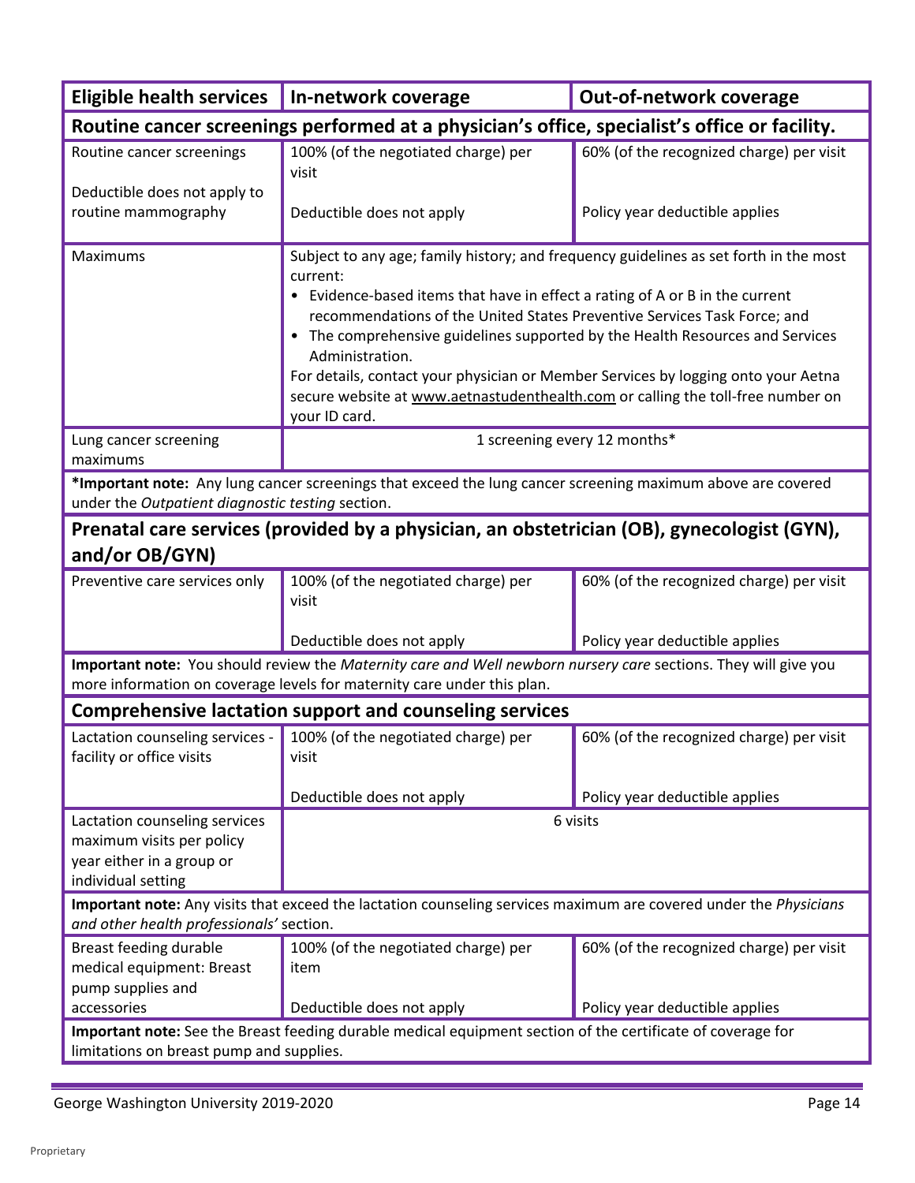| Eligible health services | In-network coverage | Out-of-network coverage |
|---|---|---|
| **Routine cancer screenings performed at a physician's office, specialist's office or facility.** | | |
| Routine cancer screenings<br><br>Deductible does not apply to routine mammography | 100% (of the negotiated charge) per visit<br><br>Deductible does not apply | 60% (of the recognized charge) per visit<br><br>Policy year deductible applies |
| Maximums | Subject to any age; family history; and frequency guidelines as set forth in the most current:<br>• Evidence-based items that have in effect a rating of A or B in the current recommendations of the United States Preventive Services Task Force; and<br>• The comprehensive guidelines supported by the Health Resources and Services Administration.<br>For details, contact your physician or Member Services by logging onto your Aetna secure website at www.aetnastudenthealth.com or calling the toll-free number on your ID card. | |
| Lung cancer screening maximums | 1 screening every 12 months* | |
| ***Important note:** Any lung cancer screenings that exceed the lung cancer screening maximum above are covered under the *Outpatient diagnostic testing* section. | | |
| **Prenatal care services (provided by a physician, an obstetrician (OB), gynecologist (GYN), and/or OB/GYN)** | | |
| Preventive care services only | 100% (of the negotiated charge) per visit<br><br>Deductible does not apply | 60% (of the recognized charge) per visit<br><br>Policy year deductible applies |
| **Important note:** You should review the *Maternity care and Well newborn nursery care* sections. They will give you more information on coverage levels for maternity care under this plan. | | |
| **Comprehensive lactation support and counseling services** | | |
| Lactation counseling services - facility or office visits | 100% (of the negotiated charge) per visit<br><br>Deductible does not apply | 60% (of the recognized charge) per visit<br><br>Policy year deductible applies |
| Lactation counseling services maximum visits per policy year either in a group or individual setting | 6 visits | |
| **Important note:** Any visits that exceed the lactation counseling services maximum are covered under the *Physicians and other health professionals'* section. | | |
| Breast feeding durable medical equipment: Breast pump supplies and accessories | 100% (of the negotiated charge) per item<br><br>Deductible does not apply | 60% (of the recognized charge) per visit<br><br>Policy year deductible applies |
| **Important note:** See the Breast feeding durable medical equipment section of the certificate of coverage for limitations on breast pump and supplies. | | |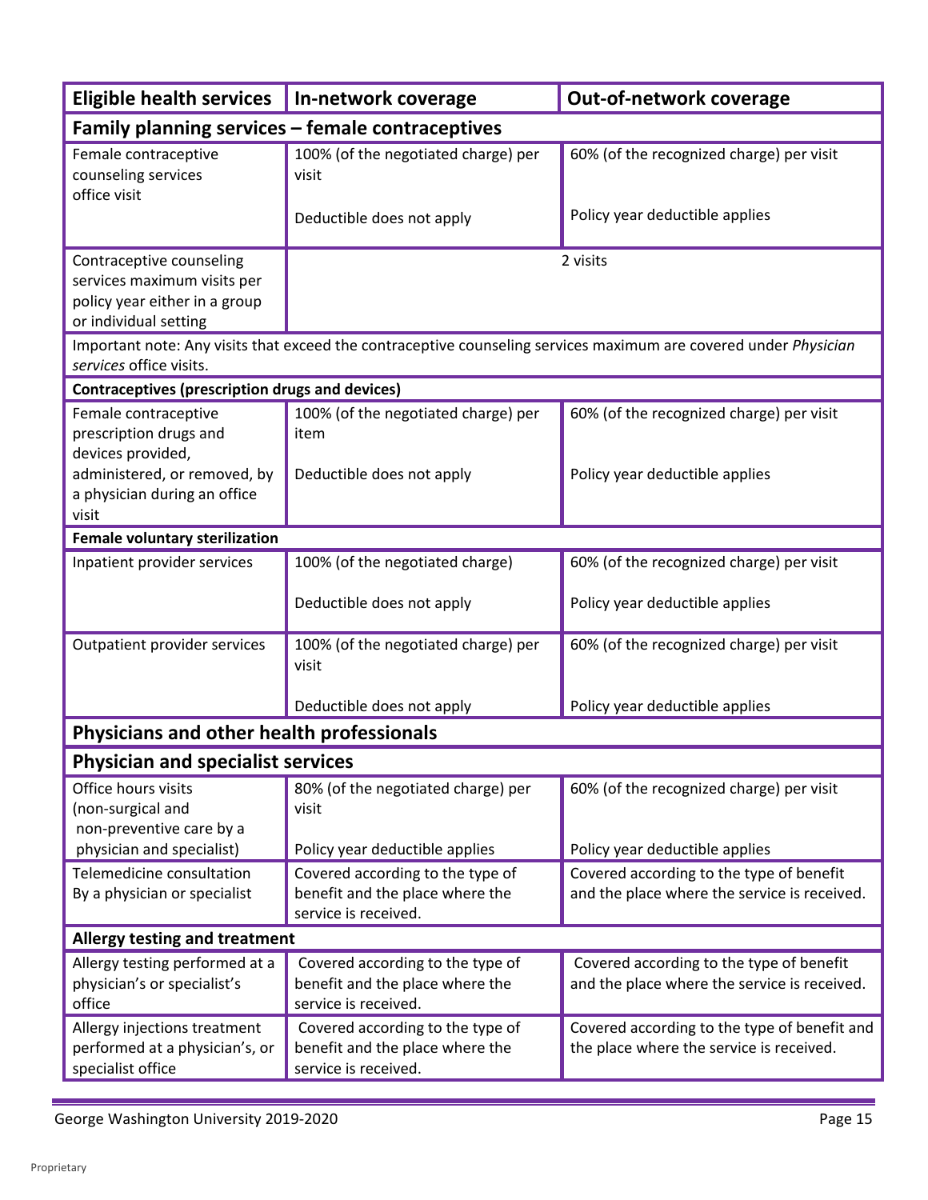| Eligible health services | In-network coverage | Out-of-network coverage |
|---|---|---|
| **Family planning services – female contraceptives** | | |
| Female contraceptive counseling services office visit | 100% (of the negotiated charge) per visit<br><br>Deductible does not apply | 60% (of the recognized charge) per visit<br><br>Policy year deductible applies |
| Contraceptive counseling services maximum visits per policy year either in a group or individual setting | 2 visits | |
| Important note: Any visits that exceed the contraceptive counseling services maximum are covered under *Physician services* office visits. | | |
| **Contraceptives (prescription drugs and devices)** | | |
| Female contraceptive prescription drugs and devices provided, administered, or removed, by a physician during an office visit | 100% (of the negotiated charge) per item<br><br>Deductible does not apply | 60% (of the recognized charge) per visit<br><br>Policy year deductible applies |
| **Female voluntary sterilization** | | |
| Inpatient provider services | 100% (of the negotiated charge)<br><br>Deductible does not apply | 60% (of the recognized charge) per visit<br><br>Policy year deductible applies |
| Outpatient provider services | 100% (of the negotiated charge) per visit<br><br>Deductible does not apply | 60% (of the recognized charge) per visit<br><br>Policy year deductible applies |
| **Physicians and other health professionals** | | |
| **Physician and specialist services** | | |
| Office hours visits (non-surgical and non-preventive care by a physician and specialist) | 80% (of the negotiated charge) per visit<br><br>Policy year deductible applies | 60% (of the recognized charge) per visit<br><br>Policy year deductible applies |
| Telemedicine consultation By a physician or specialist | Covered according to the type of benefit and the place where the service is received. | Covered according to the type of benefit and the place where the service is received. |
| **Allergy testing and treatment** | | |
| Allergy testing performed at a physician's or specialist's office | Covered according to the type of benefit and the place where the service is received. | Covered according to the type of benefit and the place where the service is received. |
| Allergy injections treatment performed at a physician's, or specialist office | Covered according to the type of benefit and the place where the service is received. | Covered according to the type of benefit and the place where the service is received. |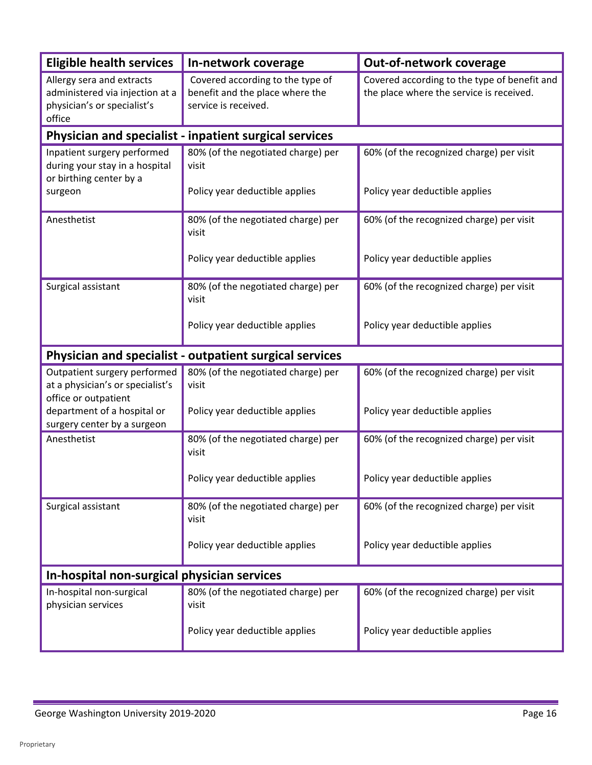| Eligible health services | In-network coverage | Out-of-network coverage |
|---|---|---|
| Allergy sera and extracts administered via injection at a physician's or specialist's office | Covered according to the type of benefit and the place where the service is received. | Covered according to the type of benefit and the place where the service is received. |
| **Physician and specialist - inpatient surgical services** | | |
| Inpatient surgery performed during your stay in a hospital or birthing center by a surgeon | 80% (of the negotiated charge) per visit<br><br>Policy year deductible applies | 60% (of the recognized charge) per visit<br><br>Policy year deductible applies |
| Anesthetist | 80% (of the negotiated charge) per visit<br><br>Policy year deductible applies | 60% (of the recognized charge) per visit<br><br>Policy year deductible applies |
| Surgical assistant | 80% (of the negotiated charge) per visit<br><br>Policy year deductible applies | 60% (of the recognized charge) per visit<br><br>Policy year deductible applies |
| **Physician and specialist - outpatient surgical services** | | |
| Outpatient surgery performed at a physician's or specialist's office or outpatient department of a hospital or surgery center by a surgeon | 80% (of the negotiated charge) per visit<br><br>Policy year deductible applies | 60% (of the recognized charge) per visit<br><br>Policy year deductible applies |
| Anesthetist | 80% (of the negotiated charge) per visit<br><br>Policy year deductible applies | 60% (of the recognized charge) per visit<br><br>Policy year deductible applies |
| Surgical assistant | 80% (of the negotiated charge) per visit<br><br>Policy year deductible applies | 60% (of the recognized charge) per visit<br><br>Policy year deductible applies |
| **In-hospital non-surgical physician services** | | |
| In-hospital non-surgical physician services | 80% (of the negotiated charge) per visit<br><br>Policy year deductible applies | 60% (of the recognized charge) per visit<br><br>Policy year deductible applies |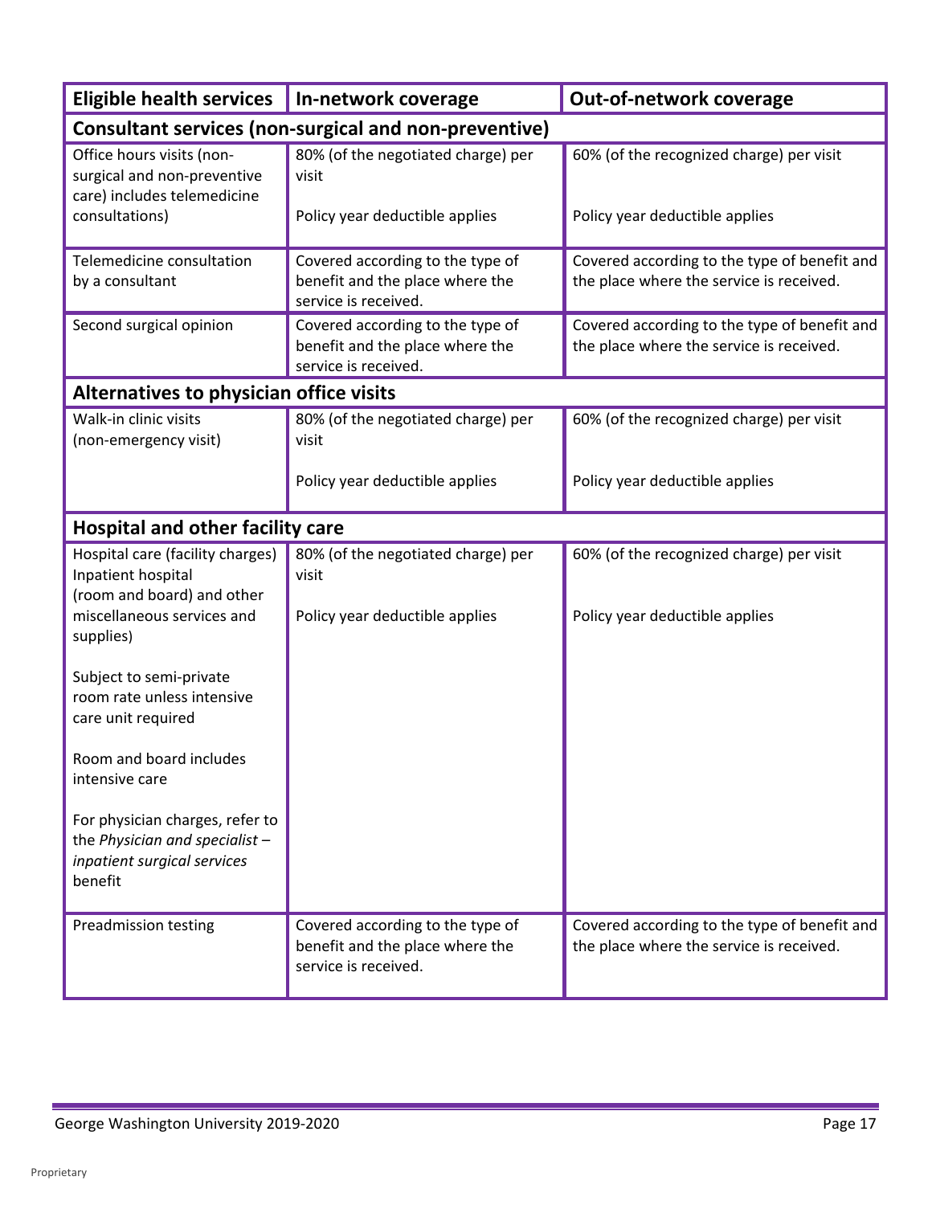| Eligible health services | In-network coverage | Out-of-network coverage |
|---|---|---|
| **Consultant services (non-surgical and non-preventive)** | | |
| Office hours visits (non-surgical and non-preventive care) includes telemedicine consultations) | 80% (of the negotiated charge) per visit<br><br>Policy year deductible applies | 60% (of the recognized charge) per visit<br><br>Policy year deductible applies |
| Telemedicine consultation by a consultant | Covered according to the type of benefit and the place where the service is received. | Covered according to the type of benefit and the place where the service is received. |
| Second surgical opinion | Covered according to the type of benefit and the place where the service is received. | Covered according to the type of benefit and the place where the service is received. |
| **Alternatives to physician office visits** | | |
| Walk-in clinic visits (non-emergency visit) | 80% (of the negotiated charge) per visit<br><br>Policy year deductible applies | 60% (of the recognized charge) per visit<br><br>Policy year deductible applies |
| **Hospital and other facility care** | | |
| Hospital care (facility charges) Inpatient hospital (room and board) and other miscellaneous services and supplies)<br><br>Subject to semi-private room rate unless intensive care unit required<br><br>Room and board includes intensive care<br><br>For physician charges, refer to the *Physician and specialist – inpatient surgical services* benefit | 80% (of the negotiated charge) per visit<br><br>Policy year deductible applies | 60% (of the recognized charge) per visit<br><br>Policy year deductible applies |
| Preadmission testing | Covered according to the type of benefit and the place where the service is received. | Covered according to the type of benefit and the place where the service is received. |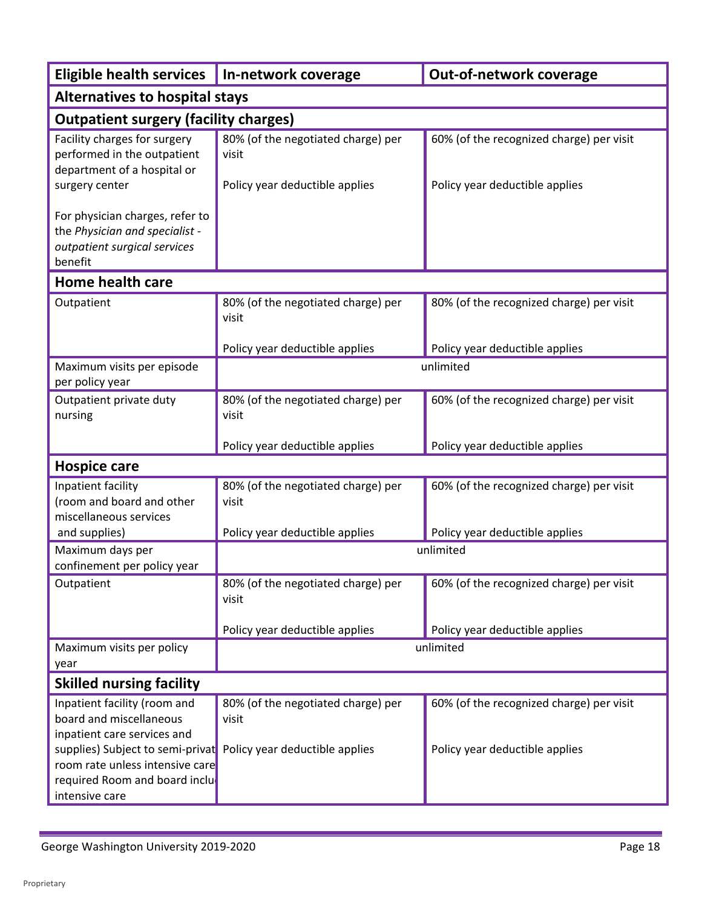| Eligible health services | In-network coverage | Out-of-network coverage |
|---|---|---|
| **Alternatives to hospital stays** | | |
| **Outpatient surgery (facility charges)** | | |
| Facility charges for surgery performed in the outpatient department of a hospital or surgery center<br><br>For physician charges, refer to the *Physician and specialist - outpatient surgical services* benefit | 80% (of the negotiated charge) per visit<br><br>Policy year deductible applies | 60% (of the recognized charge) per visit<br><br>Policy year deductible applies |
| **Home health care** | | |
| Outpatient | 80% (of the negotiated charge) per visit<br><br>Policy year deductible applies | 80% (of the recognized charge) per visit<br><br>Policy year deductible applies |
| Maximum visits per episode per policy year | unlimited | |
| Outpatient private duty nursing | 80% (of the negotiated charge) per visit<br><br>Policy year deductible applies | 60% (of the recognized charge) per visit<br><br>Policy year deductible applies |
| **Hospice care** | | |
| Inpatient facility (room and board and other miscellaneous services and supplies) | 80% (of the negotiated charge) per visit<br><br>Policy year deductible applies | 60% (of the recognized charge) per visit<br><br>Policy year deductible applies |
| Maximum days per confinement per policy year | unlimited | |
| Outpatient | 80% (of the negotiated charge) per visit<br><br>Policy year deductible applies | 60% (of the recognized charge) per visit<br><br>Policy year deductible applies |
| Maximum visits per policy year | unlimited | |
| **Skilled nursing facility** | | |
| Inpatient facility (room and board and miscellaneous inpatient care services and supplies) Subject to semi-privat room rate unless intensive care required Room and board inclu intensive care | 80% (of the negotiated charge) per visit<br><br>Policy year deductible applies | 60% (of the recognized charge) per visit<br><br>Policy year deductible applies |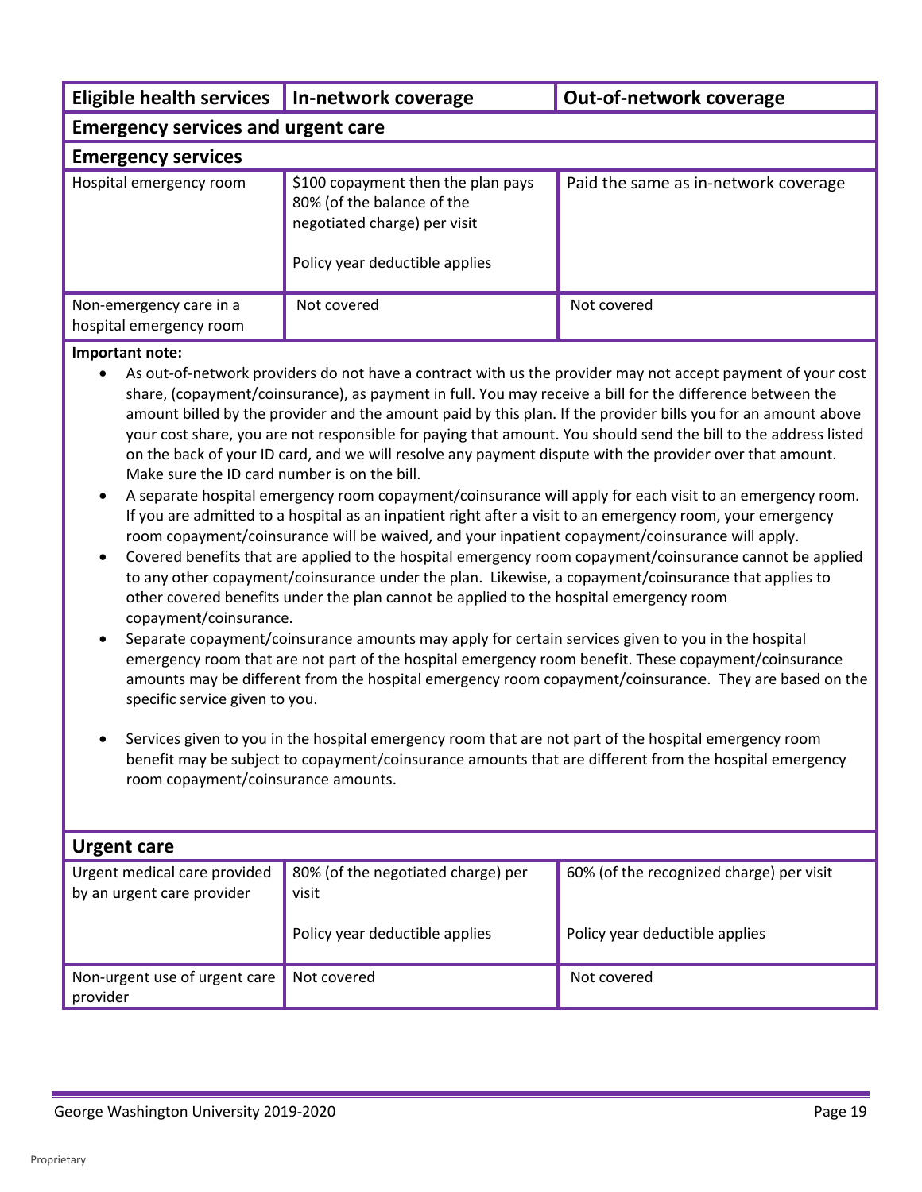| Eligible health services | In-network coverage | Out-of-network coverage |
|---|---|---|
| **Emergency services and urgent care** | | |
| **Emergency services** | | |
| Hospital emergency room | \$100 copayment then the plan pays 80% (of the balance of the negotiated charge) per visit<br><br>Policy year deductible applies | Paid the same as in-network coverage |
| Non-emergency care in a hospital emergency room | Not covered | Not covered |

**Important note:**

- As out-of-network providers do not have a contract with us the provider may not accept payment of your cost share, (copayment/coinsurance), as payment in full. You may receive a bill for the difference between the amount billed by the provider and the amount paid by this plan. If the provider bills you for an amount above your cost share, you are not responsible for paying that amount. You should send the bill to the address listed on the back of your ID card, and we will resolve any payment dispute with the provider over that amount. Make sure the ID card number is on the bill.
- A separate hospital emergency room copayment/coinsurance will apply for each visit to an emergency room. If you are admitted to a hospital as an inpatient right after a visit to an emergency room, your emergency room copayment/coinsurance will be waived, and your inpatient copayment/coinsurance will apply.
- Covered benefits that are applied to the hospital emergency room copayment/coinsurance cannot be applied to any other copayment/coinsurance under the plan. Likewise, a copayment/coinsurance that applies to other covered benefits under the plan cannot be applied to the hospital emergency room copayment/coinsurance.
- Separate copayment/coinsurance amounts may apply for certain services given to you in the hospital emergency room that are not part of the hospital emergency room benefit. These copayment/coinsurance amounts may be different from the hospital emergency room copayment/coinsurance. They are based on the specific service given to you.
- Services given to you in the hospital emergency room that are not part of the hospital emergency room benefit may be subject to copayment/coinsurance amounts that are different from the hospital emergency room copayment/coinsurance amounts.

| Eligible health services | In-network coverage | Out-of-network coverage |
|---|---|---|
| **Urgent care** | | |
| Urgent medical care provided by an urgent care provider | 80% (of the negotiated charge) per visit<br><br>Policy year deductible applies | 60% (of the recognized charge) per visit<br><br>Policy year deductible applies |
| Non-urgent use of urgent care provider | Not covered | Not covered |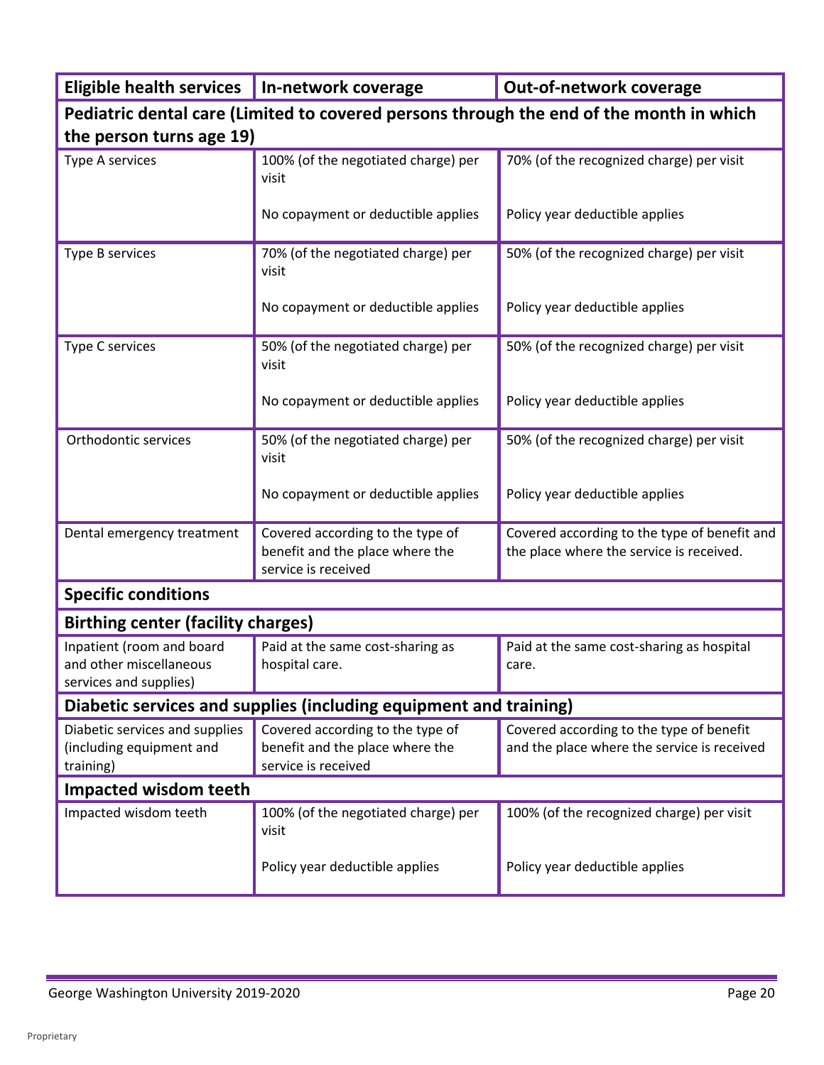| Eligible health services | In-network coverage | Out-of-network coverage |
| --- | --- | --- |
| **Pediatric dental care (Limited to covered persons through the end of the month in which the person turns age 19)** | | |
| Type A services | 100% (of the negotiated charge) per visit<br><br>No copayment or deductible applies | 70% (of the recognized charge) per visit<br><br>Policy year deductible applies |
| Type B services | 70% (of the negotiated charge) per visit<br><br>No copayment or deductible applies | 50% (of the recognized charge) per visit<br><br>Policy year deductible applies |
| Type C services | 50% (of the negotiated charge) per visit<br><br>No copayment or deductible applies | 50% (of the recognized charge) per visit<br><br>Policy year deductible applies |
| Orthodontic services | 50% (of the negotiated charge) per visit<br><br>No copayment or deductible applies | 50% (of the recognized charge) per visit<br><br>Policy year deductible applies |
| Dental emergency treatment | Covered according to the type of benefit and the place where the service is received | Covered according to the type of benefit and the place where the service is received. |
| **Specific conditions** | | |
| **Birthing center (facility charges)** | | |
| Inpatient (room and board and other miscellaneous services and supplies) | Paid at the same cost-sharing as hospital care. | Paid at the same cost-sharing as hospital care. |
| **Diabetic services and supplies (including equipment and training)** | | |
| Diabetic services and supplies (including equipment and training) | Covered according to the type of benefit and the place where the service is received | Covered according to the type of benefit and the place where the service is received |
| **Impacted wisdom teeth** | | |
| Impacted wisdom teeth | 100% (of the negotiated charge) per visit<br><br>Policy year deductible applies | 100% (of the recognized charge) per visit<br><br>Policy year deductible applies |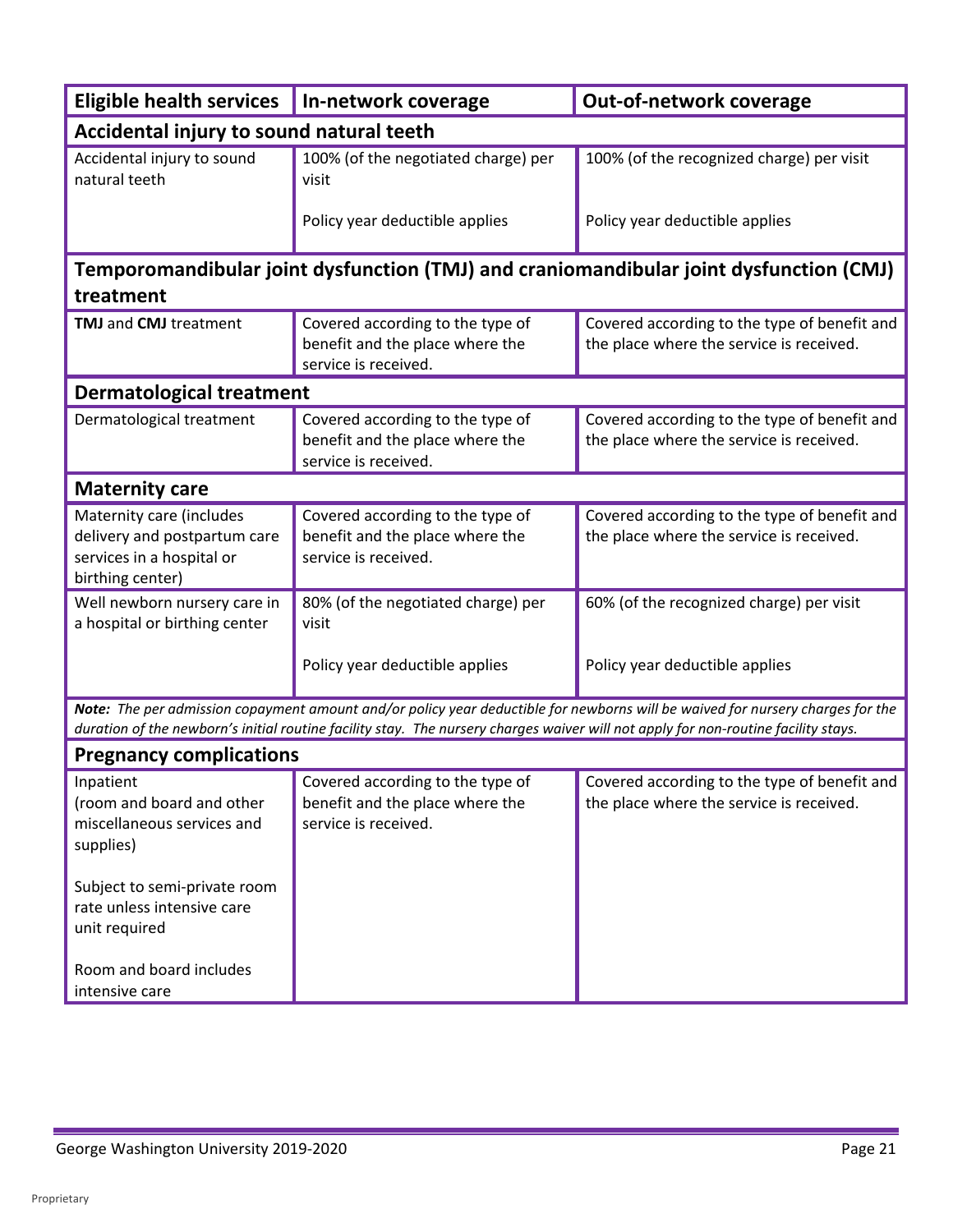| Eligible health services | In-network coverage | Out-of-network coverage |
| --- | --- | --- |
| **Accidental injury to sound natural teeth** | | |
| Accidental injury to sound natural teeth | 100% (of the negotiated charge) per visit<br><br>Policy year deductible applies | 100% (of the recognized charge) per visit<br><br>Policy year deductible applies |
| **Temporomandibular joint dysfunction (TMJ) and craniomandibular joint dysfunction (CMJ) treatment** | | |
| **TMJ** and **CMJ** treatment | Covered according to the type of benefit and the place where the service is received. | Covered according to the type of benefit and the place where the service is received. |
| **Dermatological treatment** | | |
| Dermatological treatment | Covered according to the type of benefit and the place where the service is received. | Covered according to the type of benefit and the place where the service is received. |
| **Maternity care** | | |
| Maternity care (includes delivery and postpartum care services in a hospital or birthing center) | Covered according to the type of benefit and the place where the service is received. | Covered according to the type of benefit and the place where the service is received. |
| Well newborn nursery care in a hospital or birthing center | 80% (of the negotiated charge) per visit<br><br>Policy year deductible applies | 60% (of the recognized charge) per visit<br><br>Policy year deductible applies |
| ***Note:*** *The per admission copayment amount and/or policy year deductible for newborns will be waived for nursery charges for the duration of the newborn's initial routine facility stay. The nursery charges waiver will not apply for non-routine facility stays.* | | |
| **Pregnancy complications** | | |
| Inpatient<br>(room and board and other miscellaneous services and supplies)<br><br>Subject to semi-private room rate unless intensive care unit required<br><br>Room and board includes intensive care | Covered according to the type of benefit and the place where the service is received. | Covered according to the type of benefit and the place where the service is received. |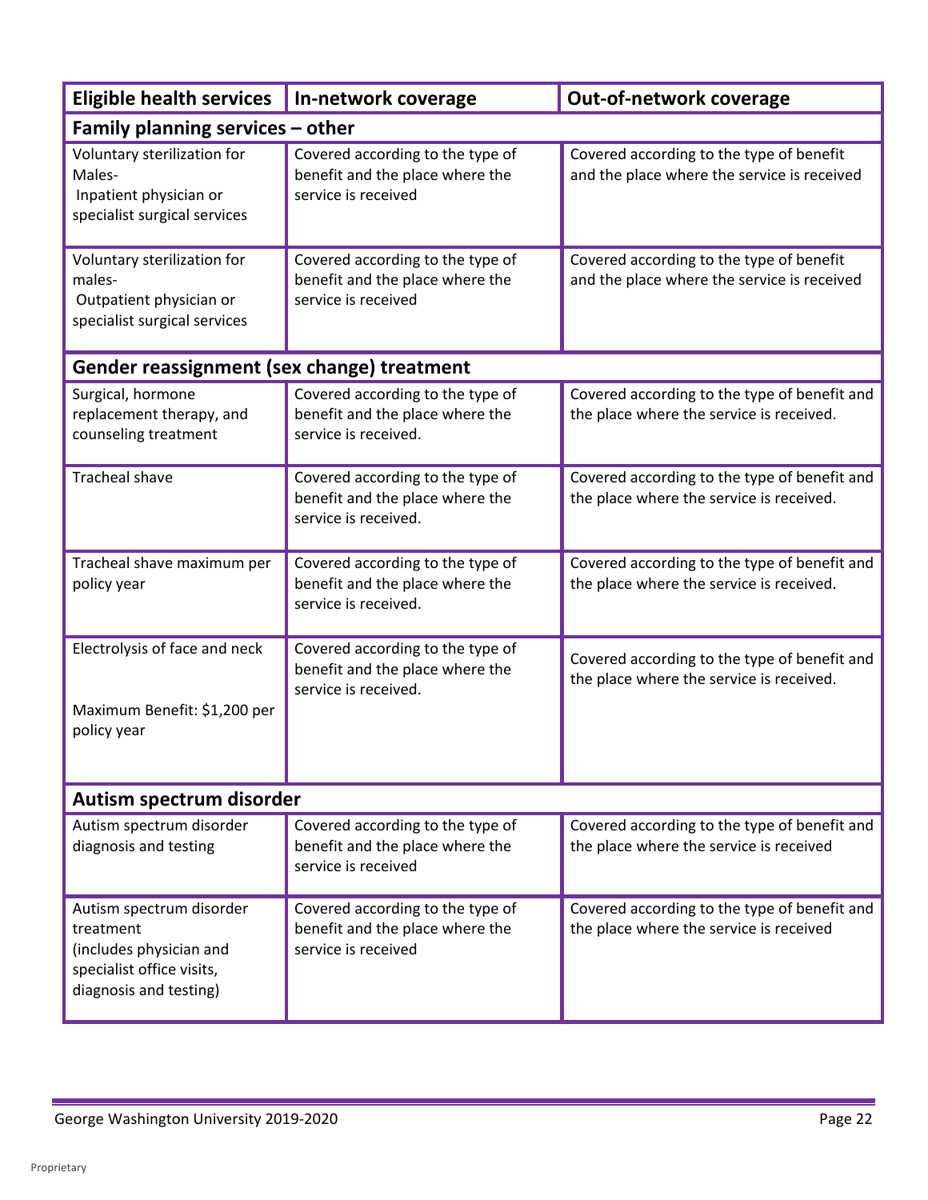| Eligible health services | In-network coverage | Out-of-network coverage |
|---|---|---|
| **Family planning services – other** | | |
| Voluntary sterilization for Males- Inpatient physician or specialist surgical services | Covered according to the type of benefit and the place where the service is received | Covered according to the type of benefit and the place where the service is received |
| Voluntary sterilization for males- Outpatient physician or specialist surgical services | Covered according to the type of benefit and the place where the service is received | Covered according to the type of benefit and the place where the service is received |
| **Gender reassignment (sex change) treatment** | | |
| Surgical, hormone replacement therapy, and counseling treatment | Covered according to the type of benefit and the place where the service is received. | Covered according to the type of benefit and the place where the service is received. |
| Tracheal shave | Covered according to the type of benefit and the place where the service is received. | Covered according to the type of benefit and the place where the service is received. |
| Tracheal shave maximum per policy year | Covered according to the type of benefit and the place where the service is received. | Covered according to the type of benefit and the place where the service is received. |
| Electrolysis of face and neck<br><br>Maximum Benefit: $1,200 per policy year | Covered according to the type of benefit and the place where the service is received. | Covered according to the type of benefit and the place where the service is received. |
| **Autism spectrum disorder** | | |
| Autism spectrum disorder diagnosis and testing | Covered according to the type of benefit and the place where the service is received | Covered according to the type of benefit and the place where the service is received |
| Autism spectrum disorder treatment (includes physician and specialist office visits, diagnosis and testing) | Covered according to the type of benefit and the place where the service is received | Covered according to the type of benefit and the place where the service is received |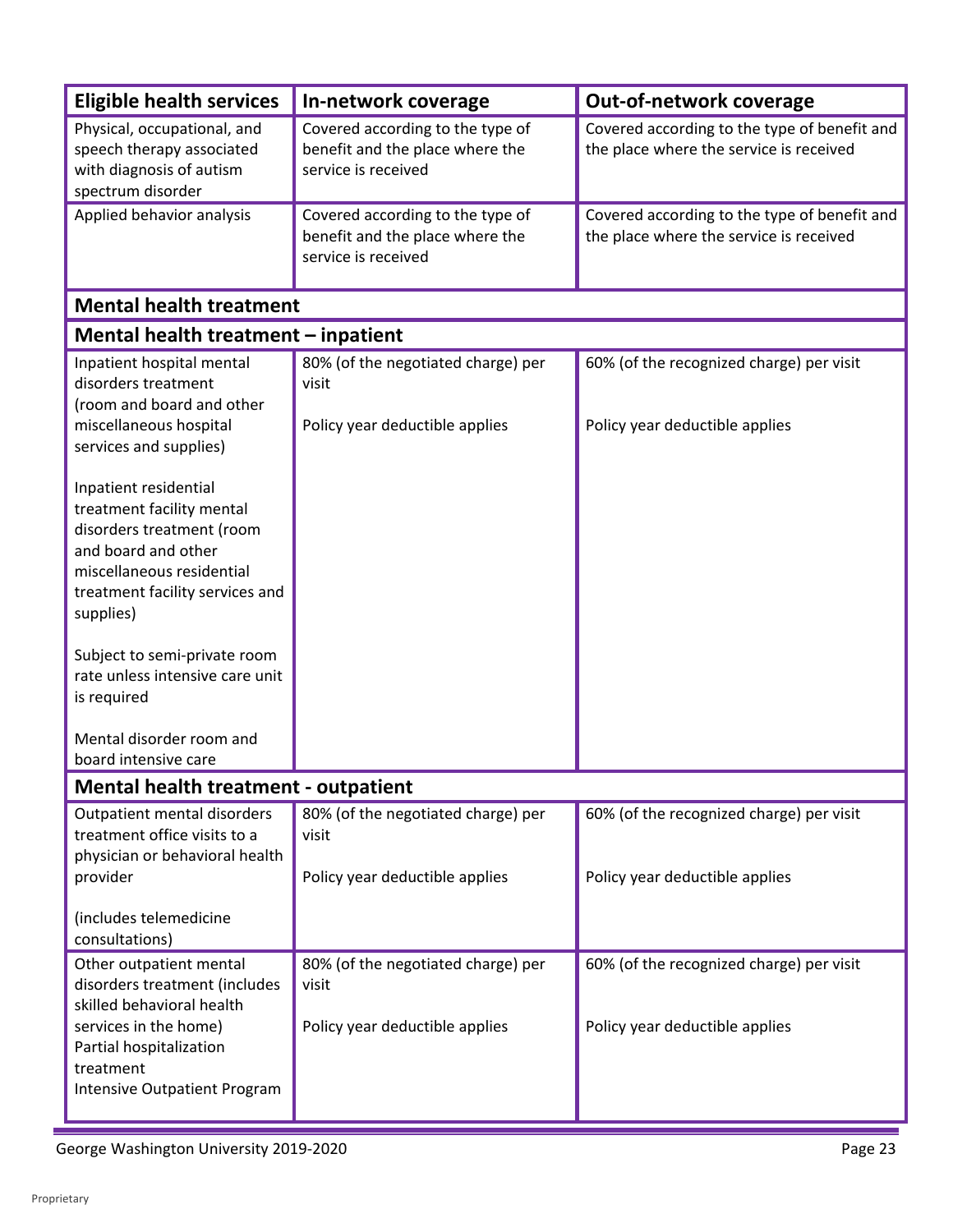| Eligible health services | In-network coverage | Out-of-network coverage |
|---|---|---|
| Physical, occupational, and speech therapy associated with diagnosis of autism spectrum disorder | Covered according to the type of benefit and the place where the service is received | Covered according to the type of benefit and the place where the service is received |
| Applied behavior analysis | Covered according to the type of benefit and the place where the service is received | Covered according to the type of benefit and the place where the service is received |
| **Mental health treatment** | | |
| **Mental health treatment – inpatient** | | |
| Inpatient hospital mental disorders treatment (room and board and other miscellaneous hospital services and supplies)<br><br>Inpatient residential treatment facility mental disorders treatment (room and board and other miscellaneous residential treatment facility services and supplies)<br><br>Subject to semi-private room rate unless intensive care unit is required<br><br>Mental disorder room and board intensive care | 80% (of the negotiated charge) per visit<br><br>Policy year deductible applies | 60% (of the recognized charge) per visit<br><br>Policy year deductible applies |
| **Mental health treatment - outpatient** | | |
| Outpatient mental disorders treatment office visits to a physician or behavioral health provider<br><br>(includes telemedicine consultations) | 80% (of the negotiated charge) per visit<br><br>Policy year deductible applies | 60% (of the recognized charge) per visit<br><br>Policy year deductible applies |
| Other outpatient mental disorders treatment (includes skilled behavioral health services in the home)<br>Partial hospitalization treatment<br>Intensive Outpatient Program | 80% (of the negotiated charge) per visit<br><br>Policy year deductible applies | 60% (of the recognized charge) per visit<br><br>Policy year deductible applies |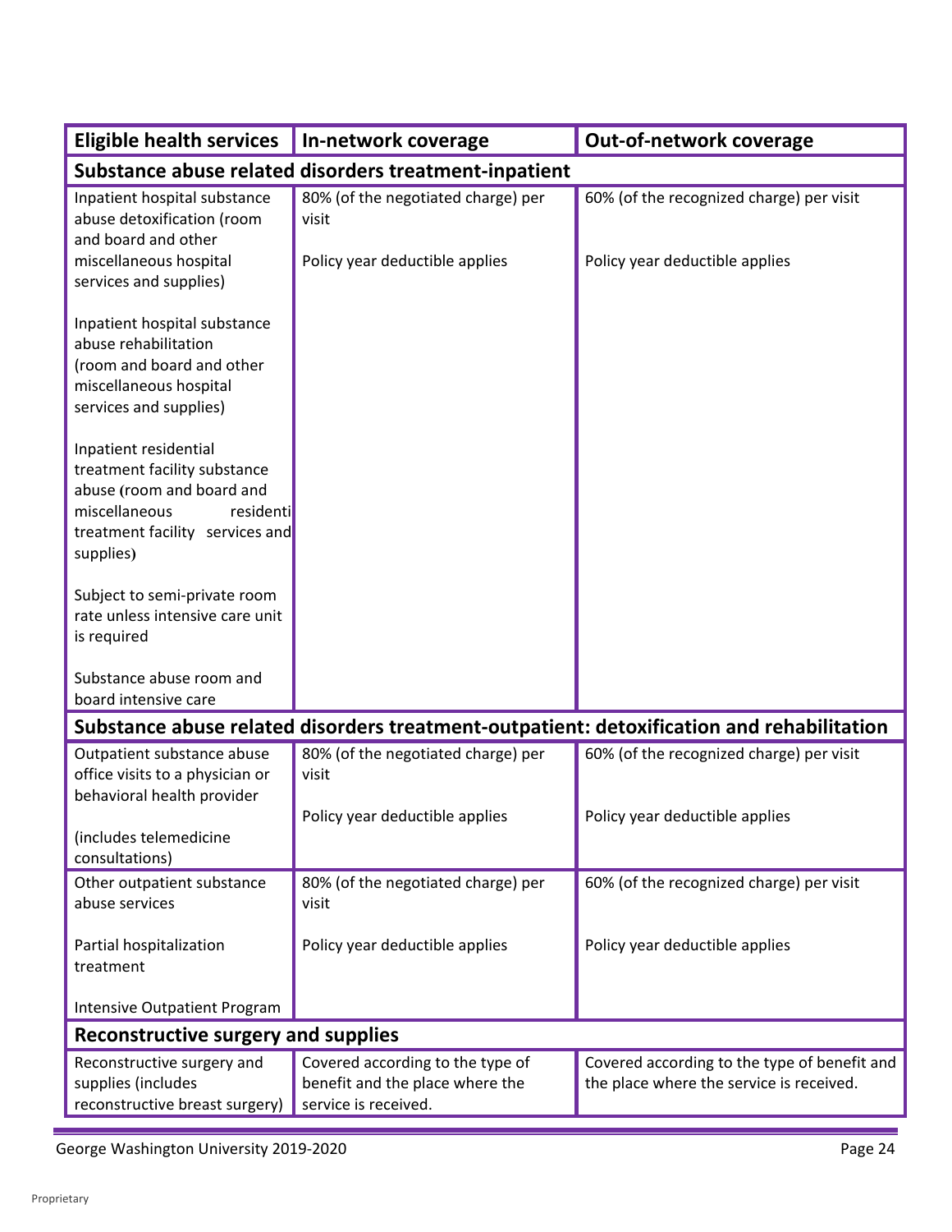| Eligible health services | In-network coverage | Out-of-network coverage |
|---|---|---|
| **Substance abuse related disorders treatment-inpatient** | | |
| Inpatient hospital substance abuse detoxification (room and board and other miscellaneous hospital services and supplies)<br><br>Inpatient hospital substance abuse rehabilitation (room and board and other miscellaneous hospital services and supplies)<br><br>Inpatient residential treatment facility substance abuse (room and board and miscellaneous residential treatment facility services and supplies)<br><br>Subject to semi-private room rate unless intensive care unit is required<br><br>Substance abuse room and board intensive care | 80% (of the negotiated charge) per visit<br><br>Policy year deductible applies | 60% (of the recognized charge) per visit<br><br>Policy year deductible applies |
| **Substance abuse related disorders treatment-outpatient: detoxification and rehabilitation** | | |
| Outpatient substance abuse office visits to a physician or behavioral health provider<br><br>(includes telemedicine consultations) | 80% (of the negotiated charge) per visit<br><br>Policy year deductible applies | 60% (of the recognized charge) per visit<br><br>Policy year deductible applies |
| Other outpatient substance abuse services<br><br>Partial hospitalization treatment<br><br>Intensive Outpatient Program | 80% (of the negotiated charge) per visit<br><br>Policy year deductible applies | 60% (of the recognized charge) per visit<br><br>Policy year deductible applies |
| **Reconstructive surgery and supplies** | | |
| Reconstructive surgery and supplies (includes reconstructive breast surgery) | Covered according to the type of benefit and the place where the service is received. | Covered according to the type of benefit and the place where the service is received. |

George Washington University 2019-2020

Proprietary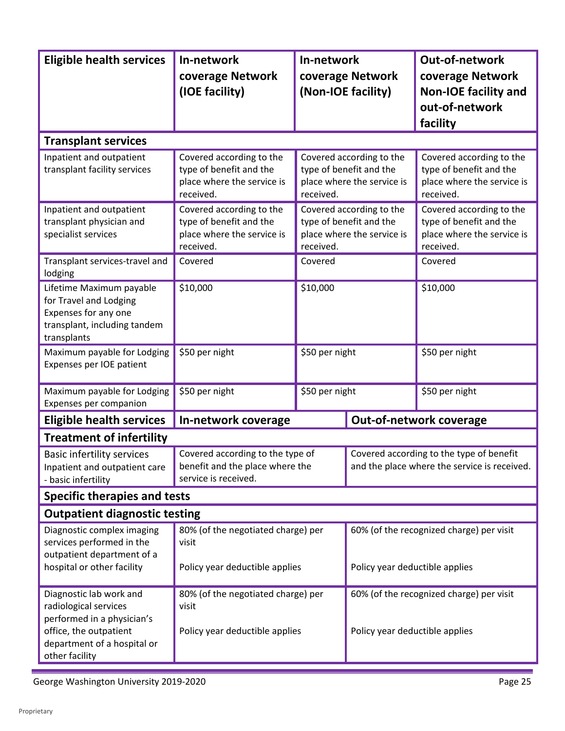| Eligible health services | In-network coverage Network (IOE facility) | In-network coverage Network (Non-IOE facility) | Out-of-network coverage Network Non-IOE facility and out-of-network facility |
|---|---|---|---|
| **Transplant services** | | | |
| Inpatient and outpatient transplant facility services | Covered according to the type of benefit and the place where the service is received. | Covered according to the type of benefit and the place where the service is received. | Covered according to the type of benefit and the place where the service is received. |
| Inpatient and outpatient transplant physician and specialist services | Covered according to the type of benefit and the place where the service is received. | Covered according to the type of benefit and the place where the service is received. | Covered according to the type of benefit and the place where the service is received. |
| Transplant services-travel and lodging | Covered | Covered | Covered |
| Lifetime Maximum payable for Travel and Lodging Expenses for any one transplant, including tandem transplants | $10,000 | $10,000 | $10,000 |
| Maximum payable for Lodging Expenses per IOE patient | $50 per night | $50 per night | $50 per night |
| Maximum payable for Lodging Expenses per companion | $50 per night | $50 per night | $50 per night |

| Eligible health services | In-network coverage | Out-of-network coverage |
|---|---|---|
| **Treatment of infertility** | | |
| Basic infertility services<br>Inpatient and outpatient care - basic infertility | Covered according to the type of benefit and the place where the service is received. | Covered according to the type of benefit and the place where the service is received. |
| **Specific therapies and tests** | | |
| **Outpatient diagnostic testing** | | |
| Diagnostic complex imaging services performed in the outpatient department of a hospital or other facility | 80% (of the negotiated charge) per visit<br><br>Policy year deductible applies | 60% (of the recognized charge) per visit<br><br>Policy year deductible applies |
| Diagnostic lab work and radiological services performed in a physician's office, the outpatient department of a hospital or other facility | 80% (of the negotiated charge) per visit<br><br>Policy year deductible applies | 60% (of the recognized charge) per visit<br><br>Policy year deductible applies |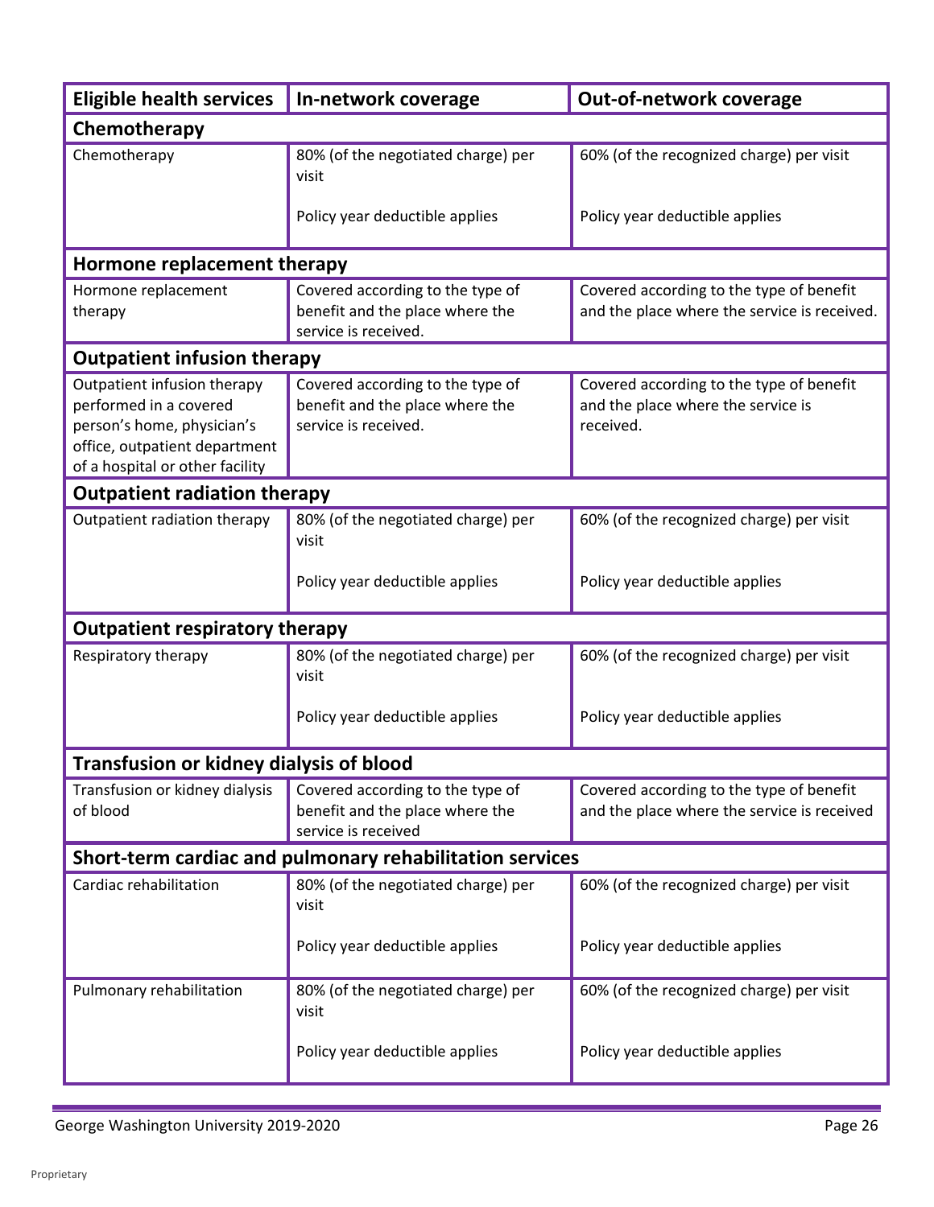| Eligible health services | In-network coverage | Out-of-network coverage |
| --- | --- | --- |
| **Chemotherapy** | | |
| Chemotherapy | 80% (of the negotiated charge) per visit<br><br>Policy year deductible applies | 60% (of the recognized charge) per visit<br><br>Policy year deductible applies |
| **Hormone replacement therapy** | | |
| Hormone replacement therapy | Covered according to the type of benefit and the place where the service is received. | Covered according to the type of benefit and the place where the service is received. |
| **Outpatient infusion therapy** | | |
| Outpatient infusion therapy performed in a covered person's home, physician's office, outpatient department of a hospital or other facility | Covered according to the type of benefit and the place where the service is received. | Covered according to the type of benefit and the place where the service is received. |
| **Outpatient radiation therapy** | | |
| Outpatient radiation therapy | 80% (of the negotiated charge) per visit<br><br>Policy year deductible applies | 60% (of the recognized charge) per visit<br><br>Policy year deductible applies |
| **Outpatient respiratory therapy** | | |
| Respiratory therapy | 80% (of the negotiated charge) per visit<br><br>Policy year deductible applies | 60% (of the recognized charge) per visit<br><br>Policy year deductible applies |
| **Transfusion or kidney dialysis of blood** | | |
| Transfusion or kidney dialysis of blood | Covered according to the type of benefit and the place where the service is received | Covered according to the type of benefit and the place where the service is received |
| **Short-term cardiac and pulmonary rehabilitation services** | | |
| Cardiac rehabilitation | 80% (of the negotiated charge) per visit<br><br>Policy year deductible applies | 60% (of the recognized charge) per visit<br><br>Policy year deductible applies |
| Pulmonary rehabilitation | 80% (of the negotiated charge) per visit<br><br>Policy year deductible applies | 60% (of the recognized charge) per visit<br><br>Policy year deductible applies |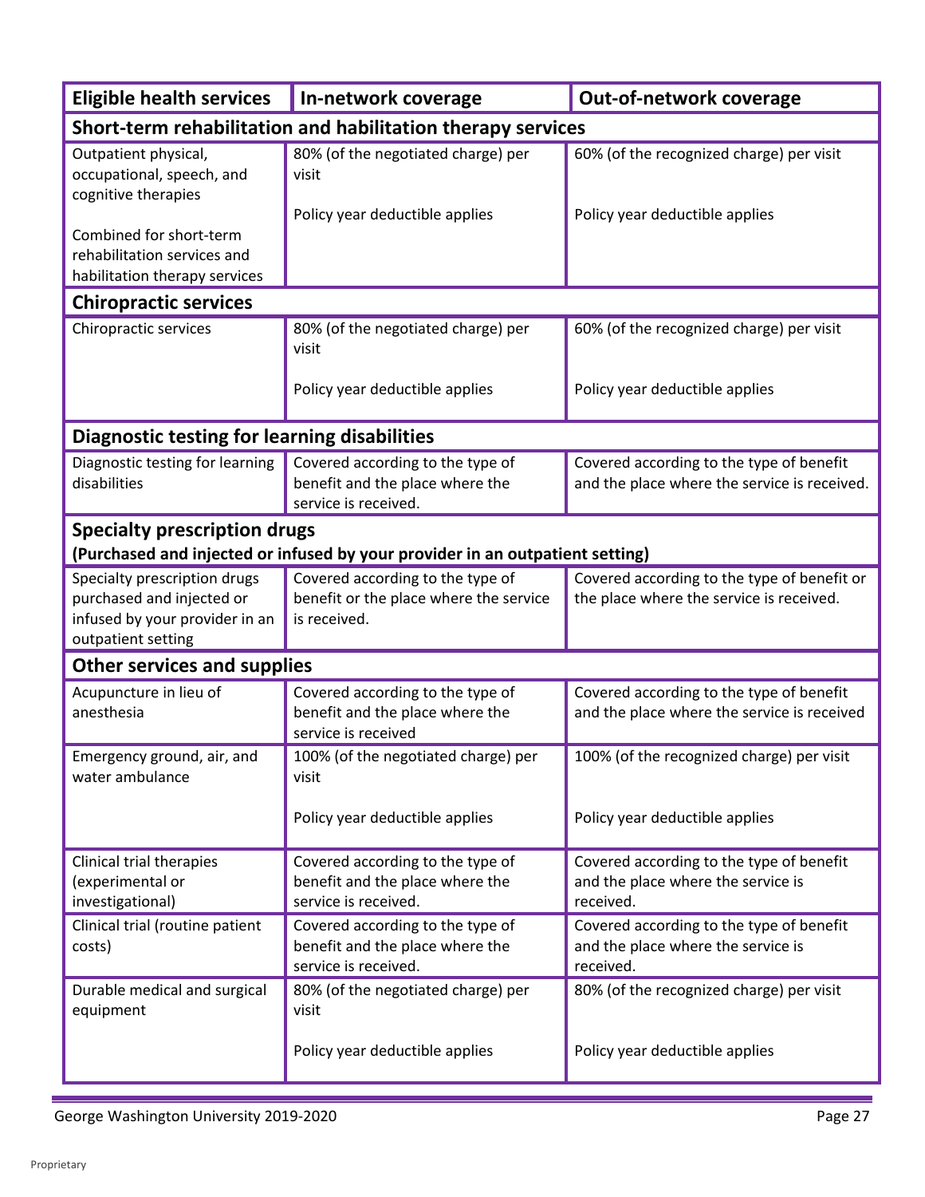| Eligible health services | In-network coverage | Out-of-network coverage |
|---|---|---|
| **Short-term rehabilitation and habilitation therapy services** | | |
| Outpatient physical, occupational, speech, and cognitive therapies<br><br>Combined for short-term rehabilitation services and habilitation therapy services | 80% (of the negotiated charge) per visit<br><br>Policy year deductible applies | 60% (of the recognized charge) per visit<br><br>Policy year deductible applies |
| **Chiropractic services** | | |
| Chiropractic services | 80% (of the negotiated charge) per visit<br><br>Policy year deductible applies | 60% (of the recognized charge) per visit<br><br>Policy year deductible applies |
| **Diagnostic testing for learning disabilities** | | |
| Diagnostic testing for learning disabilities | Covered according to the type of benefit and the place where the service is received. | Covered according to the type of benefit and the place where the service is received. |
| **Specialty prescription drugs**<br>**(Purchased and injected or infused by your provider in an outpatient setting)** | | |
| Specialty prescription drugs purchased and injected or infused by your provider in an outpatient setting | Covered according to the type of benefit or the place where the service is received. | Covered according to the type of benefit or the place where the service is received. |
| **Other services and supplies** | | |
| Acupuncture in lieu of anesthesia | Covered according to the type of benefit and the place where the service is received | Covered according to the type of benefit and the place where the service is received |
| Emergency ground, air, and water ambulance | 100% (of the negotiated charge) per visit<br><br>Policy year deductible applies | 100% (of the recognized charge) per visit<br><br>Policy year deductible applies |
| Clinical trial therapies (experimental or investigational) | Covered according to the type of benefit and the place where the service is received. | Covered according to the type of benefit and the place where the service is received. |
| Clinical trial (routine patient costs) | Covered according to the type of benefit and the place where the service is received. | Covered according to the type of benefit and the place where the service is received. |
| Durable medical and surgical equipment | 80% (of the negotiated charge) per visit<br><br>Policy year deductible applies | 80% (of the recognized charge) per visit<br><br>Policy year deductible applies |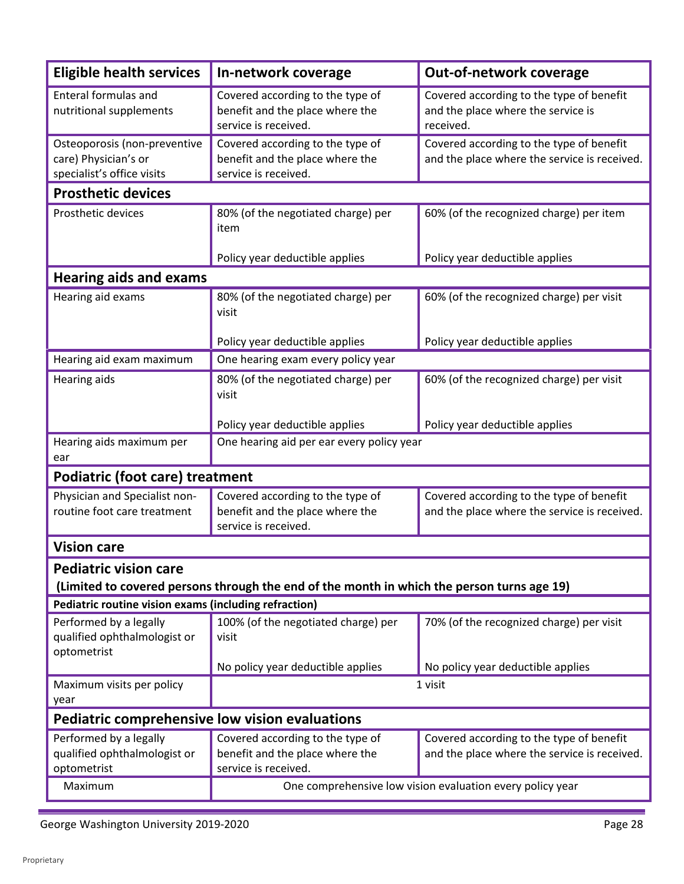| Eligible health services | In-network coverage | Out-of-network coverage |
|---|---|---|
| Enteral formulas and nutritional supplements | Covered according to the type of benefit and the place where the service is received. | Covered according to the type of benefit and the place where the service is received. |
| Osteoporosis (non-preventive care) Physician's or specialist's office visits | Covered according to the type of benefit and the place where the service is received. | Covered according to the type of benefit and the place where the service is received. |
| **Prosthetic devices** | | |
| Prosthetic devices | 80% (of the negotiated charge) per item<br><br>Policy year deductible applies | 60% (of the recognized charge) per item<br><br>Policy year deductible applies |
| **Hearing aids and exams** | | |
| Hearing aid exams | 80% (of the negotiated charge) per visit<br><br>Policy year deductible applies | 60% (of the recognized charge) per visit<br><br>Policy year deductible applies |
| Hearing aid exam maximum | One hearing exam every policy year | |
| Hearing aids | 80% (of the negotiated charge) per visit<br><br>Policy year deductible applies | 60% (of the recognized charge) per visit<br><br>Policy year deductible applies |
| Hearing aids maximum per ear | One hearing aid per ear every policy year | |
| **Podiatric (foot care) treatment** | | |
| Physician and Specialist non-routine foot care treatment | Covered according to the type of benefit and the place where the service is received. | Covered according to the type of benefit and the place where the service is received. |
| **Vision care** | | |
| **Pediatric vision care**<br>**(Limited to covered persons through the end of the month in which the person turns age 19)** | | |
| **Pediatric routine vision exams (including refraction)** | | |
| Performed by a legally qualified ophthalmologist or optometrist | 100% (of the negotiated charge) per visit<br><br>No policy year deductible applies | 70% (of the recognized charge) per visit<br><br>No policy year deductible applies |
| Maximum visits per policy year | 1 visit | |
| **Pediatric comprehensive low vision evaluations** | | |
| Performed by a legally qualified ophthalmologist or optometrist | Covered according to the type of benefit and the place where the service is received. | Covered according to the type of benefit and the place where the service is received. |
| Maximum | One comprehensive low vision evaluation every policy year | |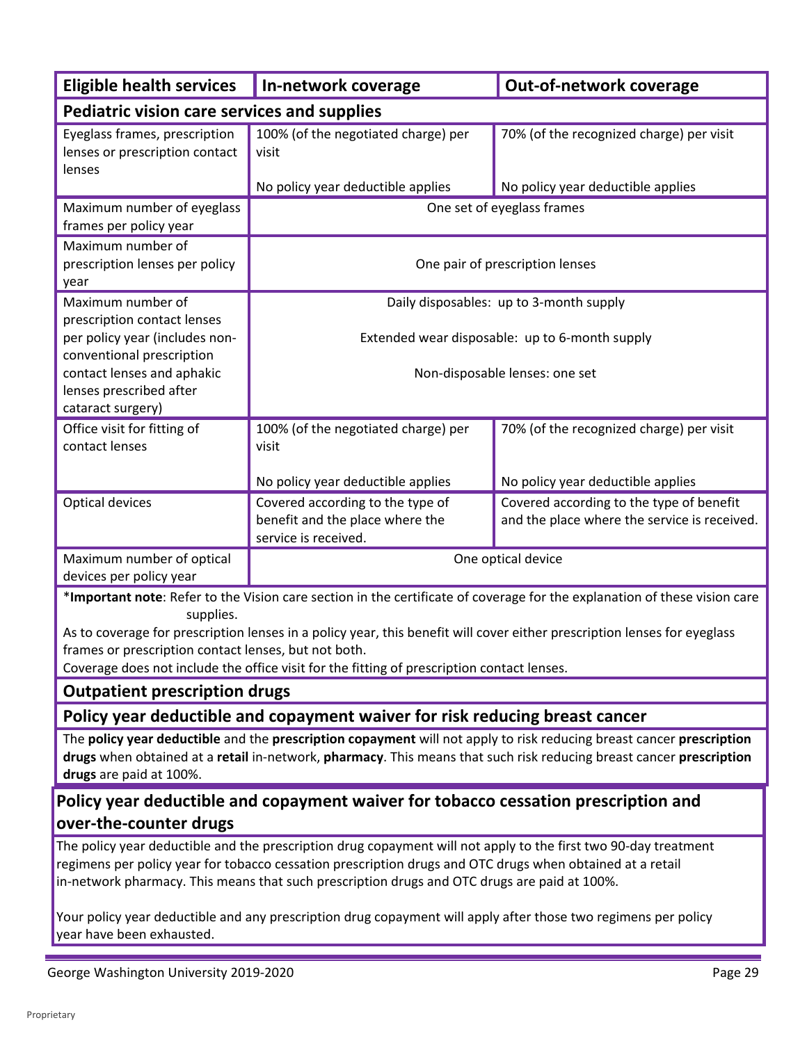| Eligible health services | In-network coverage | Out-of-network coverage |
|---|---|---|
| **Pediatric vision care services and supplies** | | |
| Eyeglass frames, prescription lenses or prescription contact lenses | 100% (of the negotiated charge) per visit<br><br>No policy year deductible applies | 70% (of the recognized charge) per visit<br><br>No policy year deductible applies |
| Maximum number of eyeglass frames per policy year | One set of eyeglass frames | |
| Maximum number of prescription lenses per policy year | One pair of prescription lenses | |
| Maximum number of prescription contact lenses per policy year (includes non-conventional prescription contact lenses and aphakic lenses prescribed after cataract surgery) | Daily disposables: up to 3-month supply<br><br>Extended wear disposable: up to 6-month supply<br><br>Non-disposable lenses: one set | |
| Office visit for fitting of contact lenses | 100% (of the negotiated charge) per visit<br><br>No policy year deductible applies | 70% (of the recognized charge) per visit<br><br>No policy year deductible applies |
| Optical devices | Covered according to the type of benefit and the place where the service is received. | Covered according to the type of benefit and the place where the service is received. |
| Maximum number of optical devices per policy year | One optical device | |

***Important note**: Refer to the Vision care section in the certificate of coverage for the explanation of these vision care supplies.

As to coverage for prescription lenses in a policy year, this benefit will cover either prescription lenses for eyeglass frames or prescription contact lenses, but not both.

Coverage does not include the office visit for the fitting of prescription contact lenses.

## Outpatient prescription drugs

### Policy year deductible and copayment waiver for risk reducing breast cancer

The **policy year deductible** and the **prescription copayment** will not apply to risk reducing breast cancer **prescription drugs** when obtained at a **retail** in-network, **pharmacy**. This means that such risk reducing breast cancer **prescription drugs** are paid at 100%.

### Policy year deductible and copayment waiver for tobacco cessation prescription and over-the-counter drugs

The policy year deductible and the prescription drug copayment will not apply to the first two 90-day treatment regimens per policy year for tobacco cessation prescription drugs and OTC drugs when obtained at a retail in-network pharmacy. This means that such prescription drugs and OTC drugs are paid at 100%.

Your policy year deductible and any prescription drug copayment will apply after those two regimens per policy year have been exhausted.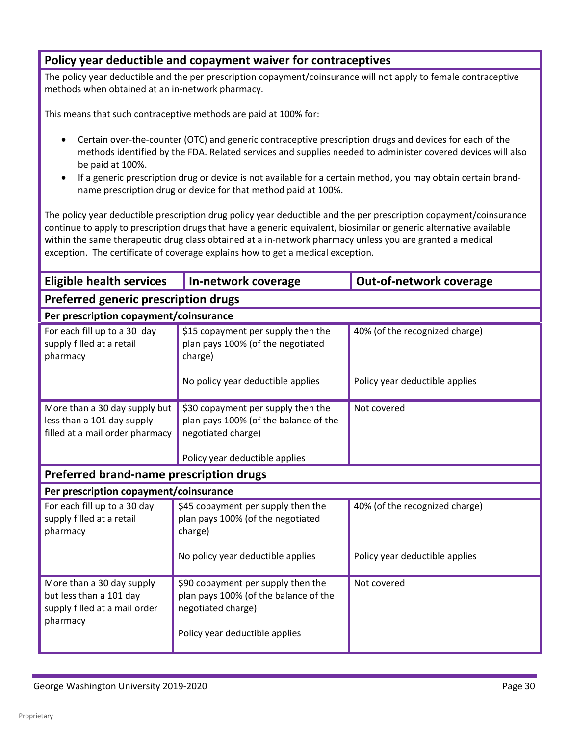## Policy year deductible and copayment waiver for contraceptives

The policy year deductible and the per prescription copayment/coinsurance will not apply to female contraceptive methods when obtained at an in-network pharmacy.

This means that such contraceptive methods are paid at 100% for:

- Certain over-the-counter (OTC) and generic contraceptive prescription drugs and devices for each of the methods identified by the FDA. Related services and supplies needed to administer covered devices will also be paid at 100%.
- If a generic prescription drug or device is not available for a certain method, you may obtain certain brand-name prescription drug or device for that method paid at 100%.

The policy year deductible prescription drug policy year deductible and the per prescription copayment/coinsurance continue to apply to prescription drugs that have a generic equivalent, biosimilar or generic alternative available within the same therapeutic drug class obtained at a in-network pharmacy unless you are granted a medical exception. The certificate of coverage explains how to get a medical exception.

| Eligible health services | In-network coverage | Out-of-network coverage |
|---|---|---|
| **Preferred generic prescription drugs** | | |
| **Per prescription copayment/coinsurance** | | |
| For each fill up to a 30 day supply filled at a retail pharmacy | $15 copayment per supply then the plan pays 100% (of the negotiated charge)<br><br>No policy year deductible applies | 40% (of the recognized charge)<br><br>Policy year deductible applies |
| More than a 30 day supply but less than a 101 day supply filled at a mail order pharmacy | $30 copayment per supply then the plan pays 100% (of the balance of the negotiated charge)<br><br>Policy year deductible applies | Not covered |
| **Preferred brand-name prescription drugs** | | |
| **Per prescription copayment/coinsurance** | | |
| For each fill up to a 30 day supply filled at a retail pharmacy | $45 copayment per supply then the plan pays 100% (of the negotiated charge)<br><br>No policy year deductible applies | 40% (of the recognized charge)<br><br>Policy year deductible applies |
| More than a 30 day supply but less than a 101 day supply filled at a mail order pharmacy | $90 copayment per supply then the plan pays 100% (of the balance of the negotiated charge)<br><br>Policy year deductible applies | Not covered |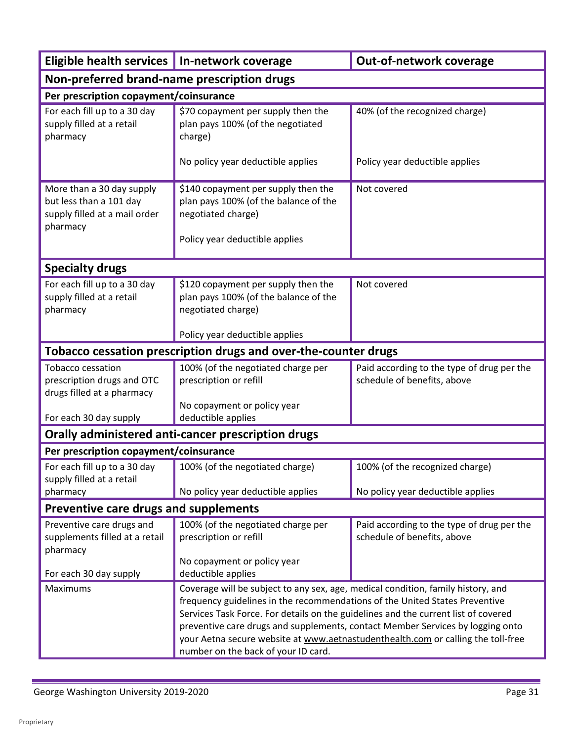| Eligible health services | In-network coverage | Out-of-network coverage |
|---|---|---|
| **Non-preferred brand-name prescription drugs** | | |
| **Per prescription copayment/coinsurance** | | |
| For each fill up to a 30 day supply filled at a retail pharmacy | $70 copayment per supply then the plan pays 100% (of the negotiated charge)<br><br>No policy year deductible applies | 40% (of the recognized charge)<br><br>Policy year deductible applies |
| More than a 30 day supply but less than a 101 day supply filled at a mail order pharmacy | $140 copayment per supply then the plan pays 100% (of the balance of the negotiated charge)<br><br>Policy year deductible applies | Not covered |
| **Specialty drugs** | | |
| For each fill up to a 30 day supply filled at a retail pharmacy | $120 copayment per supply then the plan pays 100% (of the balance of the negotiated charge)<br><br>Policy year deductible applies | Not covered |
| **Tobacco cessation prescription drugs and over-the-counter drugs** | | |
| Tobacco cessation prescription drugs and OTC drugs filled at a pharmacy<br><br>For each 30 day supply | 100% (of the negotiated charge per prescription or refill<br><br>No copayment or policy year deductible applies | Paid according to the type of drug per the schedule of benefits, above |
| **Orally administered anti-cancer prescription drugs** | | |
| **Per prescription copayment/coinsurance** | | |
| For each fill up to a 30 day supply filled at a retail pharmacy | 100% (of the negotiated charge)<br><br>No policy year deductible applies | 100% (of the recognized charge)<br><br>No policy year deductible applies |
| **Preventive care drugs and supplements** | | |
| Preventive care drugs and supplements filled at a retail pharmacy<br><br>For each 30 day supply | 100% (of the negotiated charge per prescription or refill<br><br>No copayment or policy year deductible applies | Paid according to the type of drug per the schedule of benefits, above |
| Maximums | Coverage will be subject to any sex, age, medical condition, family history, and frequency guidelines in the recommendations of the United States Preventive Services Task Force. For details on the guidelines and the current list of covered preventive care drugs and supplements, contact Member Services by logging onto your Aetna secure website at www.aetnastudenthealth.com or calling the toll-free number on the back of your ID card. | |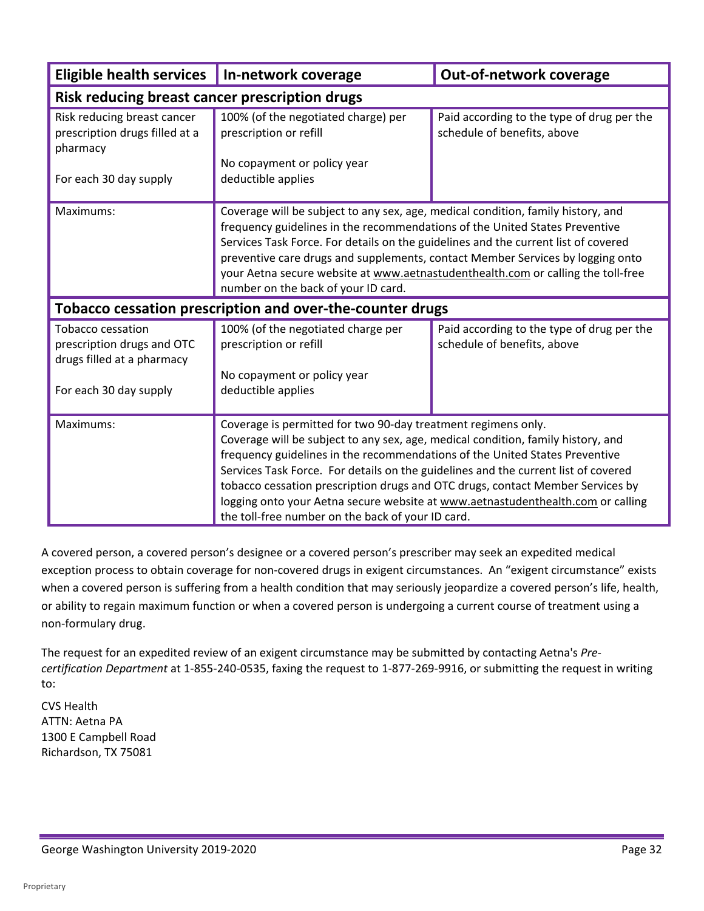| Eligible health services | In-network coverage | Out-of-network coverage |
|---|---|---|
| **Risk reducing breast cancer prescription drugs** | | |
| Risk reducing breast cancer prescription drugs filled at a pharmacy<br><br>For each 30 day supply | 100% (of the negotiated charge) per prescription or refill<br><br>No copayment or policy year deductible applies | Paid according to the type of drug per the schedule of benefits, above |
| Maximums: | Coverage will be subject to any sex, age, medical condition, family history, and frequency guidelines in the recommendations of the United States Preventive Services Task Force. For details on the guidelines and the current list of covered preventive care drugs and supplements, contact Member Services by logging onto your Aetna secure website at www.aetnastudenthealth.com or calling the toll-free number on the back of your ID card. | |
| **Tobacco cessation prescription and over-the-counter drugs** | | |
| Tobacco cessation prescription drugs and OTC drugs filled at a pharmacy<br><br>For each 30 day supply | 100% (of the negotiated charge per prescription or refill<br><br>No copayment or policy year deductible applies | Paid according to the type of drug per the schedule of benefits, above |
| Maximums: | Coverage is permitted for two 90-day treatment regimens only.<br>Coverage will be subject to any sex, age, medical condition, family history, and frequency guidelines in the recommendations of the United States Preventive Services Task Force. For details on the guidelines and the current list of covered tobacco cessation prescription drugs and OTC drugs, contact Member Services by logging onto your Aetna secure website at www.aetnastudenthealth.com or calling the toll-free number on the back of your ID card. | |

A covered person, a covered person's designee or a covered person's prescriber may seek an expedited medical exception process to obtain coverage for non-covered drugs in exigent circumstances. An "exigent circumstance" exists when a covered person is suffering from a health condition that may seriously jeopardize a covered person's life, health, or ability to regain maximum function or when a covered person is undergoing a current course of treatment using a non-formulary drug.

The request for an expedited review of an exigent circumstance may be submitted by contacting Aetna's *Pre-certification Department* at 1-855-240-0535, faxing the request to 1-877-269-9916, or submitting the request in writing to:

CVS Health  
ATTN: Aetna PA  
1300 E Campbell Road  
Richardson, TX 75081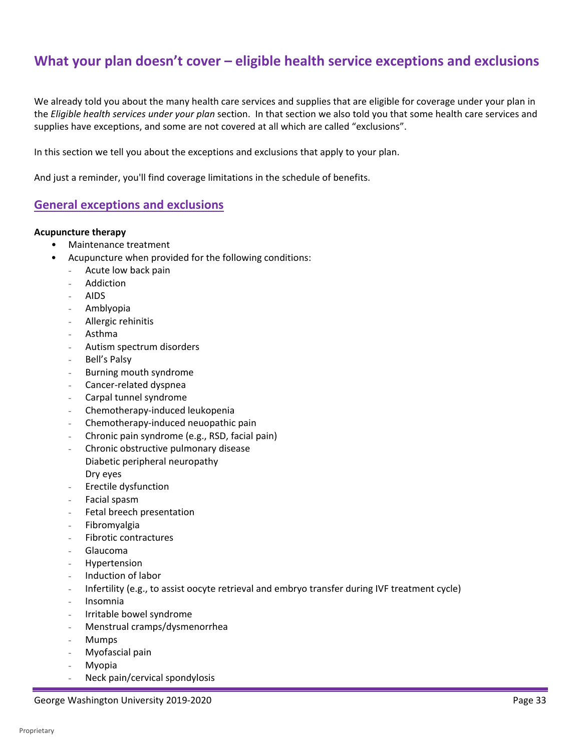# What your plan doesn't cover – eligible health service exceptions and exclusions

We already told you about the many health care services and supplies that are eligible for coverage under your plan in the *Eligible health services under your plan* section. In that section we also told you that some health care services and supplies have exceptions, and some are not covered at all which are called "exclusions".

In this section we tell you about the exceptions and exclusions that apply to your plan.

And just a reminder, you'll find coverage limitations in the schedule of benefits.

## General exceptions and exclusions

**Acupuncture therapy**

- Maintenance treatment
- Acupuncture when provided for the following conditions:
  - Acute low back pain
  - Addiction
  - AIDS
  - Amblyopia
  - Allergic rehinitis
  - Asthma
  - Autism spectrum disorders
  - Bell's Palsy
  - Burning mouth syndrome
  - Cancer-related dyspnea
  - Carpal tunnel syndrome
  - Chemotherapy-induced leukopenia
  - Chemotherapy-induced neuopathic pain
  - Chronic pain syndrome (e.g., RSD, facial pain)
  - Chronic obstructive pulmonary disease
  - Diabetic peripheral neuropathy
  - Dry eyes
  - Erectile dysfunction
  - Facial spasm
  - Fetal breech presentation
  - Fibromyalgia
  - Fibrotic contractures
  - Glaucoma
  - Hypertension
  - Induction of labor
  - Infertility (e.g., to assist oocyte retrieval and embryo transfer during IVF treatment cycle)
  - Insomnia
  - Irritable bowel syndrome
  - Menstrual cramps/dysmenorrhea
  - Mumps
  - Myofascial pain
  - Myopia
  - Neck pain/cervical spondylosis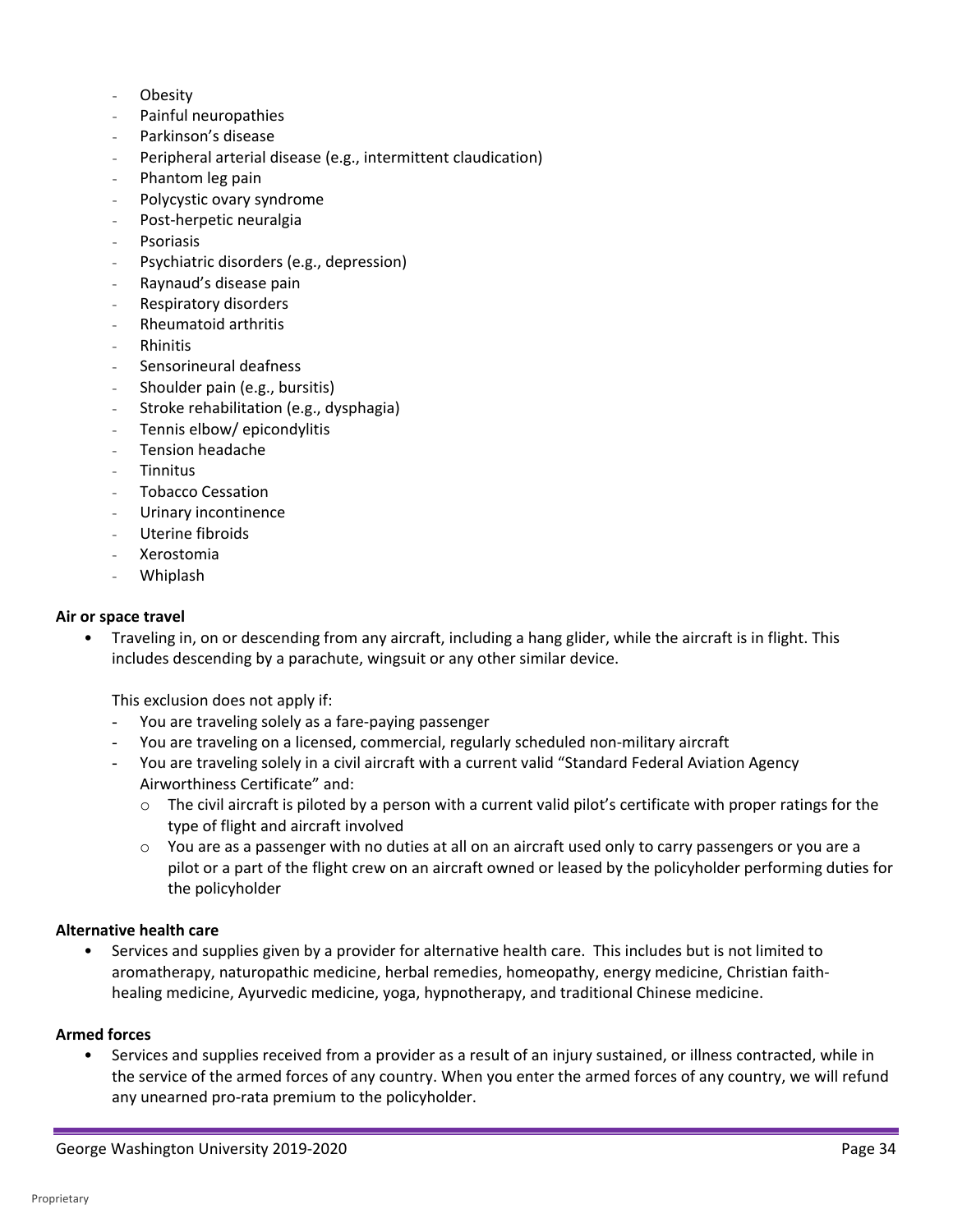- Obesity
- Painful neuropathies
- Parkinson's disease
- Peripheral arterial disease (e.g., intermittent claudication)
- Phantom leg pain
- Polycystic ovary syndrome
- Post-herpetic neuralgia
- Psoriasis
- Psychiatric disorders (e.g., depression)
- Raynaud's disease pain
- Respiratory disorders
- Rheumatoid arthritis
- Rhinitis
- Sensorineural deafness
- Shoulder pain (e.g., bursitis)
- Stroke rehabilitation (e.g., dysphagia)
- Tennis elbow/ epicondylitis
- Tension headache
- Tinnitus
- Tobacco Cessation
- Urinary incontinence
- Uterine fibroids
- Xerostomia
- Whiplash

**Air or space travel**

- Traveling in, on or descending from any aircraft, including a hang glider, while the aircraft is in flight. This includes descending by a parachute, wingsuit or any other similar device.

  This exclusion does not apply if:
  - You are traveling solely as a fare-paying passenger
  - You are traveling on a licensed, commercial, regularly scheduled non-military aircraft
  - You are traveling solely in a civil aircraft with a current valid "Standard Federal Aviation Agency Airworthiness Certificate" and:
    - The civil aircraft is piloted by a person with a current valid pilot's certificate with proper ratings for the type of flight and aircraft involved
    - You are as a passenger with no duties at all on an aircraft used only to carry passengers or you are a pilot or a part of the flight crew on an aircraft owned or leased by the policyholder performing duties for the policyholder

**Alternative health care**

- Services and supplies given by a provider for alternative health care. This includes but is not limited to aromatherapy, naturopathic medicine, herbal remedies, homeopathy, energy medicine, Christian faith-healing medicine, Ayurvedic medicine, yoga, hypnotherapy, and traditional Chinese medicine.

**Armed forces**

- Services and supplies received from a provider as a result of an injury sustained, or illness contracted, while in the service of the armed forces of any country. When you enter the armed forces of any country, we will refund any unearned pro-rata premium to the policyholder.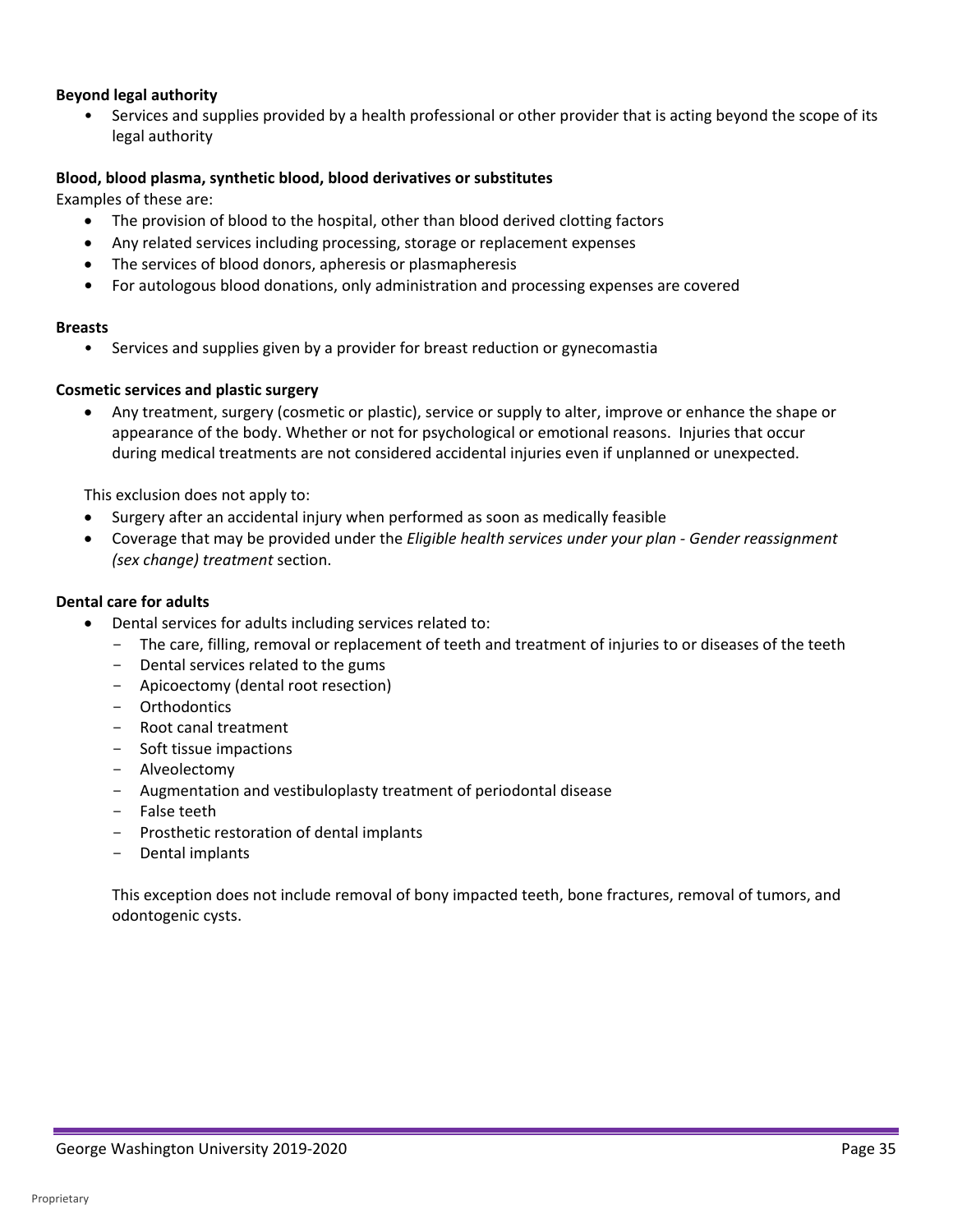**Beyond legal authority**

- Services and supplies provided by a health professional or other provider that is acting beyond the scope of its legal authority

**Blood, blood plasma, synthetic blood, blood derivatives or substitutes**

Examples of these are:

- The provision of blood to the hospital, other than blood derived clotting factors
- Any related services including processing, storage or replacement expenses
- The services of blood donors, apheresis or plasmapheresis
- For autologous blood donations, only administration and processing expenses are covered

**Breasts**

- Services and supplies given by a provider for breast reduction or gynecomastia

**Cosmetic services and plastic surgery**

- Any treatment, surgery (cosmetic or plastic), service or supply to alter, improve or enhance the shape or appearance of the body. Whether or not for psychological or emotional reasons. Injuries that occur during medical treatments are not considered accidental injuries even if unplanned or unexpected.

This exclusion does not apply to:

- Surgery after an accidental injury when performed as soon as medically feasible
- Coverage that may be provided under the *Eligible health services under your plan - Gender reassignment (sex change) treatment* section.

**Dental care for adults**

- Dental services for adults including services related to:
  - The care, filling, removal or replacement of teeth and treatment of injuries to or diseases of the teeth
  - Dental services related to the gums
  - Apicoectomy (dental root resection)
  - Orthodontics
  - Root canal treatment
  - Soft tissue impactions
  - Alveolectomy
  - Augmentation and vestibuloplasty treatment of periodontal disease
  - False teeth
  - Prosthetic restoration of dental implants
  - Dental implants

  This exception does not include removal of bony impacted teeth, bone fractures, removal of tumors, and odontogenic cysts.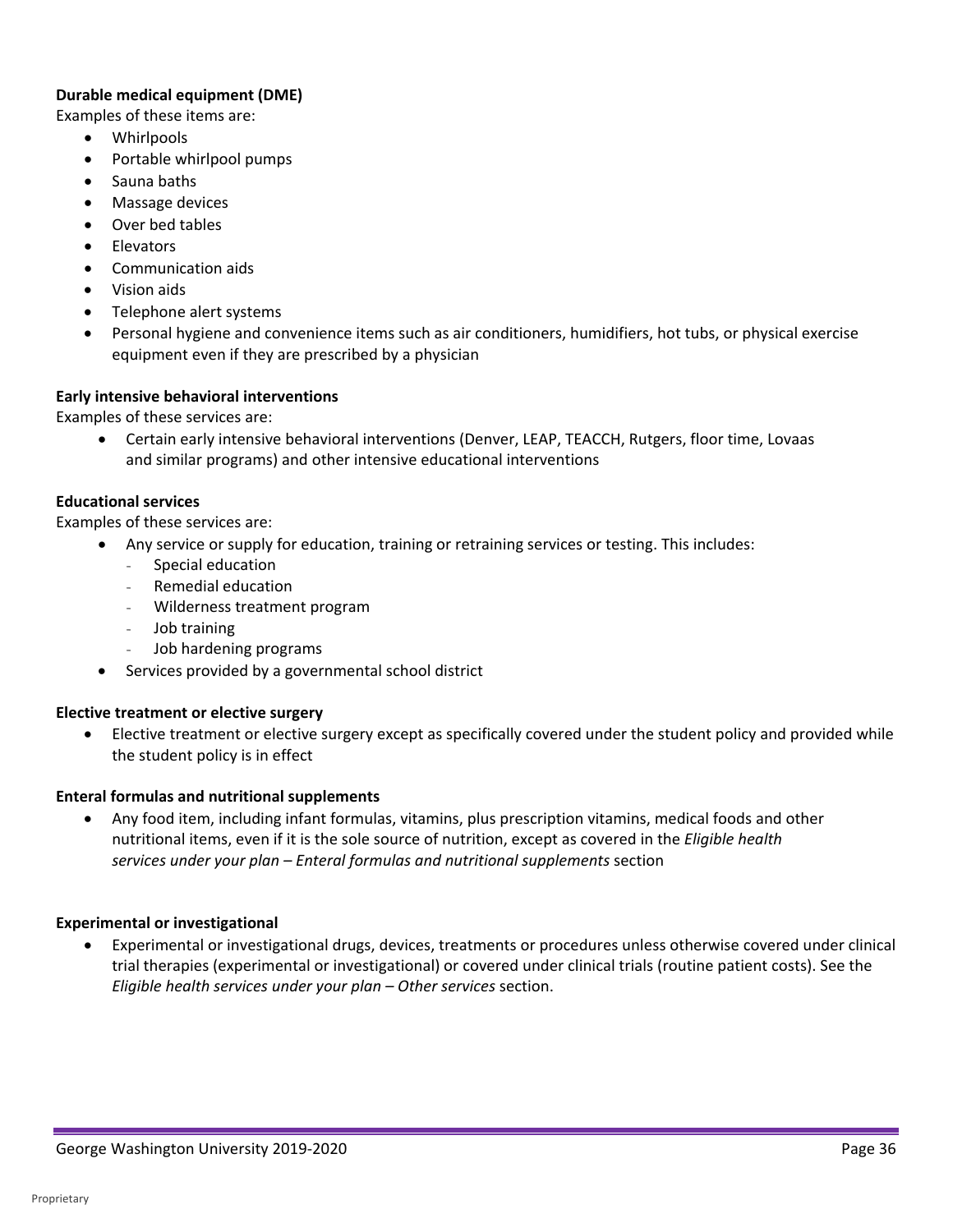**Durable medical equipment (DME)**

Examples of these items are:

- Whirlpools
- Portable whirlpool pumps
- Sauna baths
- Massage devices
- Over bed tables
- Elevators
- Communication aids
- Vision aids
- Telephone alert systems
- Personal hygiene and convenience items such as air conditioners, humidifiers, hot tubs, or physical exercise equipment even if they are prescribed by a physician

**Early intensive behavioral interventions**

Examples of these services are:

- Certain early intensive behavioral interventions (Denver, LEAP, TEACCH, Rutgers, floor time, Lovaas and similar programs) and other intensive educational interventions

**Educational services**

Examples of these services are:

- Any service or supply for education, training or retraining services or testing. This includes:
  - Special education
  - Remedial education
  - Wilderness treatment program
  - Job training
  - Job hardening programs
- Services provided by a governmental school district

**Elective treatment or elective surgery**

- Elective treatment or elective surgery except as specifically covered under the student policy and provided while the student policy is in effect

**Enteral formulas and nutritional supplements**

- Any food item, including infant formulas, vitamins, plus prescription vitamins, medical foods and other nutritional items, even if it is the sole source of nutrition, except as covered in the *Eligible health services under your plan – Enteral formulas and nutritional supplements* section

**Experimental or investigational**

- Experimental or investigational drugs, devices, treatments or procedures unless otherwise covered under clinical trial therapies (experimental or investigational) or covered under clinical trials (routine patient costs). See the *Eligible health services under your plan – Other services* section.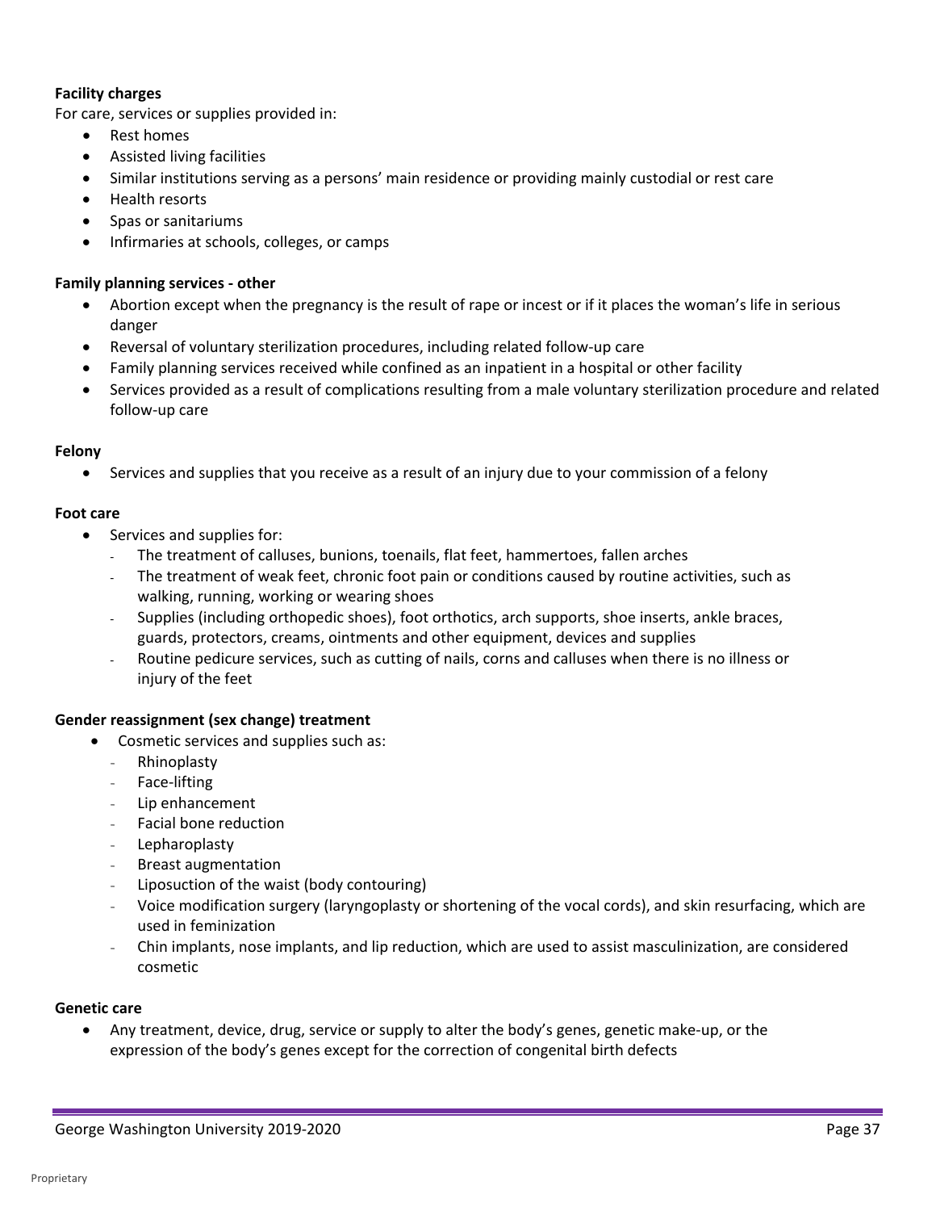**Facility charges**

For care, services or supplies provided in:

- Rest homes
- Assisted living facilities
- Similar institutions serving as a persons' main residence or providing mainly custodial or rest care
- Health resorts
- Spas or sanitariums
- Infirmaries at schools, colleges, or camps

**Family planning services - other**

- Abortion except when the pregnancy is the result of rape or incest or if it places the woman's life in serious danger
- Reversal of voluntary sterilization procedures, including related follow-up care
- Family planning services received while confined as an inpatient in a hospital or other facility
- Services provided as a result of complications resulting from a male voluntary sterilization procedure and related follow-up care

**Felony**

- Services and supplies that you receive as a result of an injury due to your commission of a felony

**Foot care**

- Services and supplies for:
  - The treatment of calluses, bunions, toenails, flat feet, hammertoes, fallen arches
  - The treatment of weak feet, chronic foot pain or conditions caused by routine activities, such as walking, running, working or wearing shoes
  - Supplies (including orthopedic shoes), foot orthotics, arch supports, shoe inserts, ankle braces, guards, protectors, creams, ointments and other equipment, devices and supplies
  - Routine pedicure services, such as cutting of nails, corns and calluses when there is no illness or injury of the feet

**Gender reassignment (sex change) treatment**

- Cosmetic services and supplies such as:
  - Rhinoplasty
  - Face-lifting
  - Lip enhancement
  - Facial bone reduction
  - Lepharoplasty
  - Breast augmentation
  - Liposuction of the waist (body contouring)
  - Voice modification surgery (laryngoplasty or shortening of the vocal cords), and skin resurfacing, which are used in feminization
  - Chin implants, nose implants, and lip reduction, which are used to assist masculinization, are considered cosmetic

**Genetic care**

- Any treatment, device, drug, service or supply to alter the body's genes, genetic make-up, or the expression of the body's genes except for the correction of congenital birth defects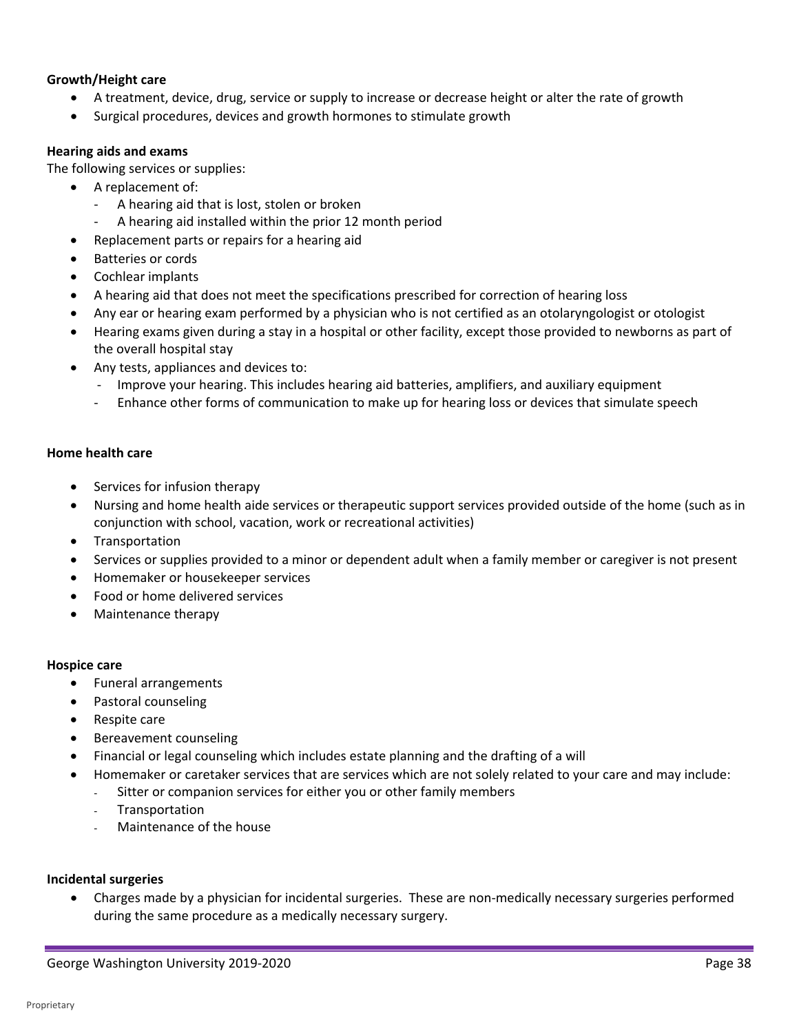**Growth/Height care**

- A treatment, device, drug, service or supply to increase or decrease height or alter the rate of growth
- Surgical procedures, devices and growth hormones to stimulate growth

**Hearing aids and exams**

The following services or supplies:

- A replacement of:
  - A hearing aid that is lost, stolen or broken
  - A hearing aid installed within the prior 12 month period
- Replacement parts or repairs for a hearing aid
- Batteries or cords
- Cochlear implants
- A hearing aid that does not meet the specifications prescribed for correction of hearing loss
- Any ear or hearing exam performed by a physician who is not certified as an otolaryngologist or otologist
- Hearing exams given during a stay in a hospital or other facility, except those provided to newborns as part of the overall hospital stay
- Any tests, appliances and devices to:
  - Improve your hearing. This includes hearing aid batteries, amplifiers, and auxiliary equipment
  - Enhance other forms of communication to make up for hearing loss or devices that simulate speech

**Home health care**

- Services for infusion therapy
- Nursing and home health aide services or therapeutic support services provided outside of the home (such as in conjunction with school, vacation, work or recreational activities)
- Transportation
- Services or supplies provided to a minor or dependent adult when a family member or caregiver is not present
- Homemaker or housekeeper services
- Food or home delivered services
- Maintenance therapy

**Hospice care**

- Funeral arrangements
- Pastoral counseling
- Respite care
- Bereavement counseling
- Financial or legal counseling which includes estate planning and the drafting of a will
- Homemaker or caretaker services that are services which are not solely related to your care and may include:
  - Sitter or companion services for either you or other family members
  - Transportation
  - Maintenance of the house

**Incidental surgeries**

- Charges made by a physician for incidental surgeries. These are non-medically necessary surgeries performed during the same procedure as a medically necessary surgery.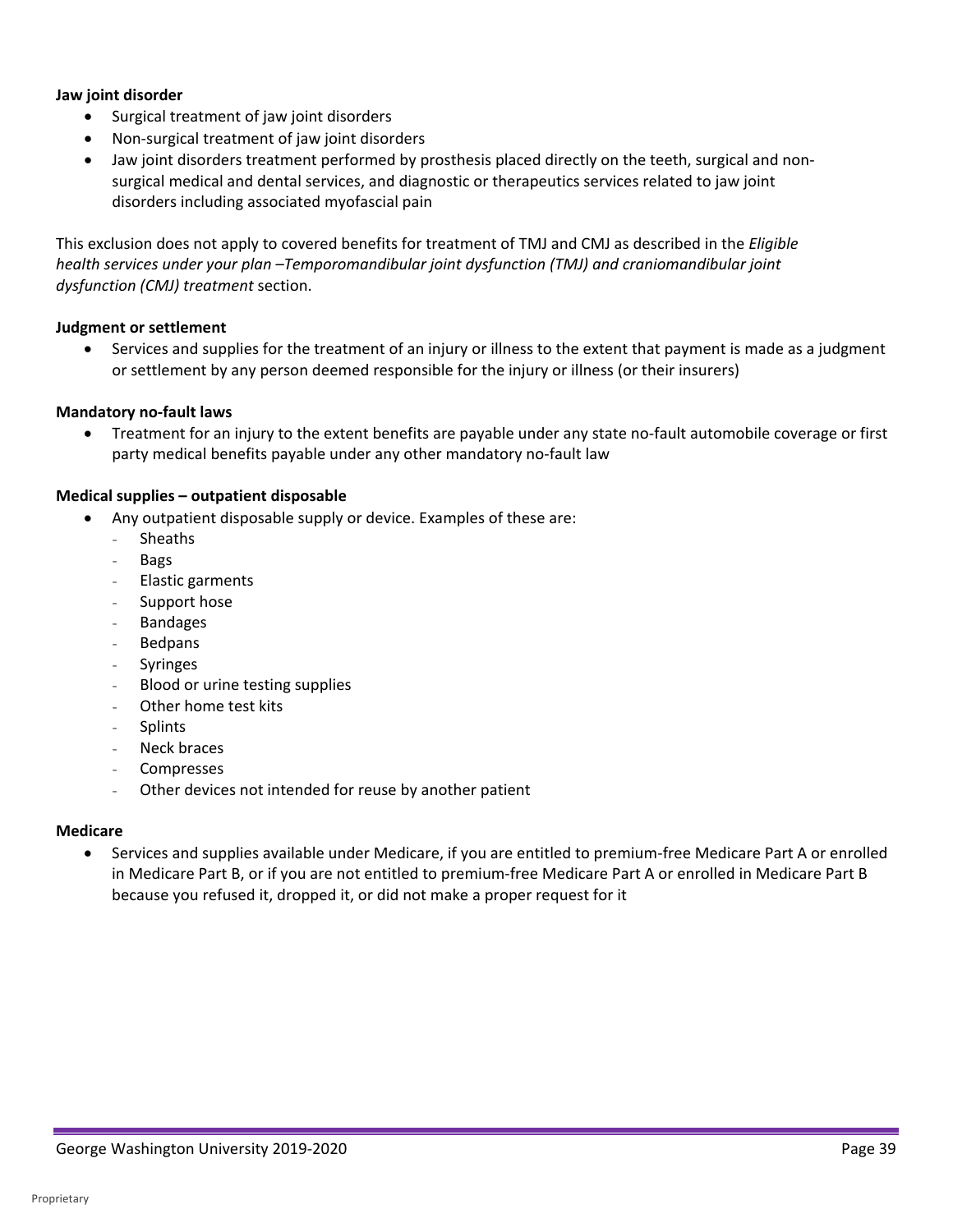**Jaw joint disorder**

- Surgical treatment of jaw joint disorders
- Non-surgical treatment of jaw joint disorders
- Jaw joint disorders treatment performed by prosthesis placed directly on the teeth, surgical and non-surgical medical and dental services, and diagnostic or therapeutics services related to jaw joint disorders including associated myofascial pain

This exclusion does not apply to covered benefits for treatment of TMJ and CMJ as described in the *Eligible health services under your plan –Temporomandibular joint dysfunction (TMJ) and craniomandibular joint dysfunction (CMJ) treatment* section.

**Judgment or settlement**

- Services and supplies for the treatment of an injury or illness to the extent that payment is made as a judgment or settlement by any person deemed responsible for the injury or illness (or their insurers)

**Mandatory no-fault laws**

- Treatment for an injury to the extent benefits are payable under any state no-fault automobile coverage or first party medical benefits payable under any other mandatory no-fault law

**Medical supplies – outpatient disposable**

- Any outpatient disposable supply or device. Examples of these are:
  - Sheaths
  - Bags
  - Elastic garments
  - Support hose
  - Bandages
  - Bedpans
  - Syringes
  - Blood or urine testing supplies
  - Other home test kits
  - Splints
  - Neck braces
  - Compresses
  - Other devices not intended for reuse by another patient

**Medicare**

- Services and supplies available under Medicare, if you are entitled to premium-free Medicare Part A or enrolled in Medicare Part B, or if you are not entitled to premium-free Medicare Part A or enrolled in Medicare Part B because you refused it, dropped it, or did not make a proper request for it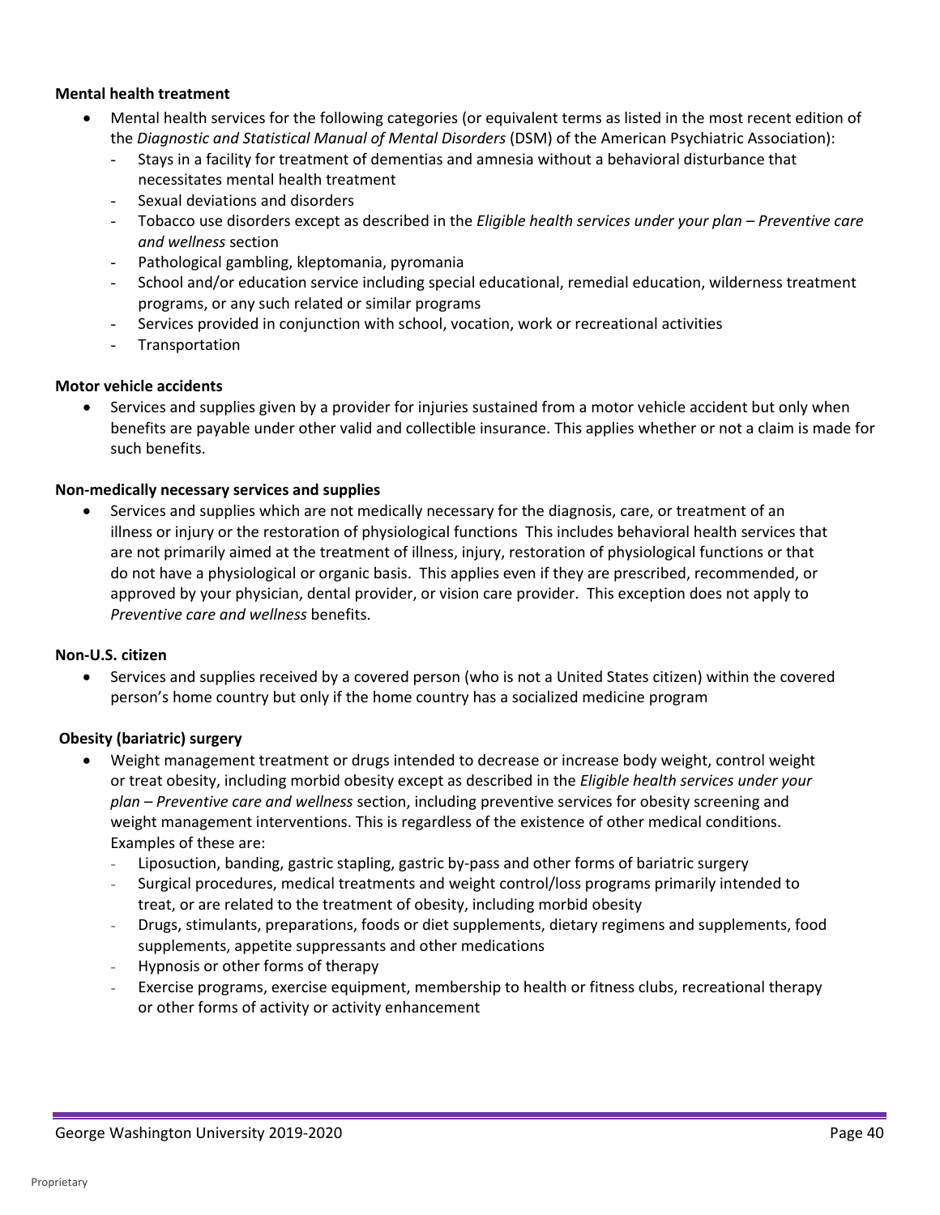**Mental health treatment**

- Mental health services for the following categories (or equivalent terms as listed in the most recent edition of the *Diagnostic and Statistical Manual of Mental Disorders* (DSM) of the American Psychiatric Association):
  - Stays in a facility for treatment of dementias and amnesia without a behavioral disturbance that necessitates mental health treatment
  - Sexual deviations and disorders
  - Tobacco use disorders except as described in the *Eligible health services under your plan – Preventive care and wellness* section
  - Pathological gambling, kleptomania, pyromania
  - School and/or education service including special educational, remedial education, wilderness treatment programs, or any such related or similar programs
  - Services provided in conjunction with school, vocation, work or recreational activities
  - Transportation

**Motor vehicle accidents**

- Services and supplies given by a provider for injuries sustained from a motor vehicle accident but only when benefits are payable under other valid and collectible insurance. This applies whether or not a claim is made for such benefits.

**Non-medically necessary services and supplies**

- Services and supplies which are not medically necessary for the diagnosis, care, or treatment of an illness or injury or the restoration of physiological functions This includes behavioral health services that are not primarily aimed at the treatment of illness, injury, restoration of physiological functions or that do not have a physiological or organic basis. This applies even if they are prescribed, recommended, or approved by your physician, dental provider, or vision care provider. This exception does not apply to *Preventive care and wellness* benefits.

**Non-U.S. citizen**

- Services and supplies received by a covered person (who is not a United States citizen) within the covered person's home country but only if the home country has a socialized medicine program

**Obesity (bariatric) surgery**

- Weight management treatment or drugs intended to decrease or increase body weight, control weight or treat obesity, including morbid obesity except as described in the *Eligible health services under your plan – Preventive care and wellness* section, including preventive services for obesity screening and weight management interventions. This is regardless of the existence of other medical conditions. Examples of these are:
  - Liposuction, banding, gastric stapling, gastric by-pass and other forms of bariatric surgery
  - Surgical procedures, medical treatments and weight control/loss programs primarily intended to treat, or are related to the treatment of obesity, including morbid obesity
  - Drugs, stimulants, preparations, foods or diet supplements, dietary regimens and supplements, food supplements, appetite suppressants and other medications
  - Hypnosis or other forms of therapy
  - Exercise programs, exercise equipment, membership to health or fitness clubs, recreational therapy or other forms of activity or activity enhancement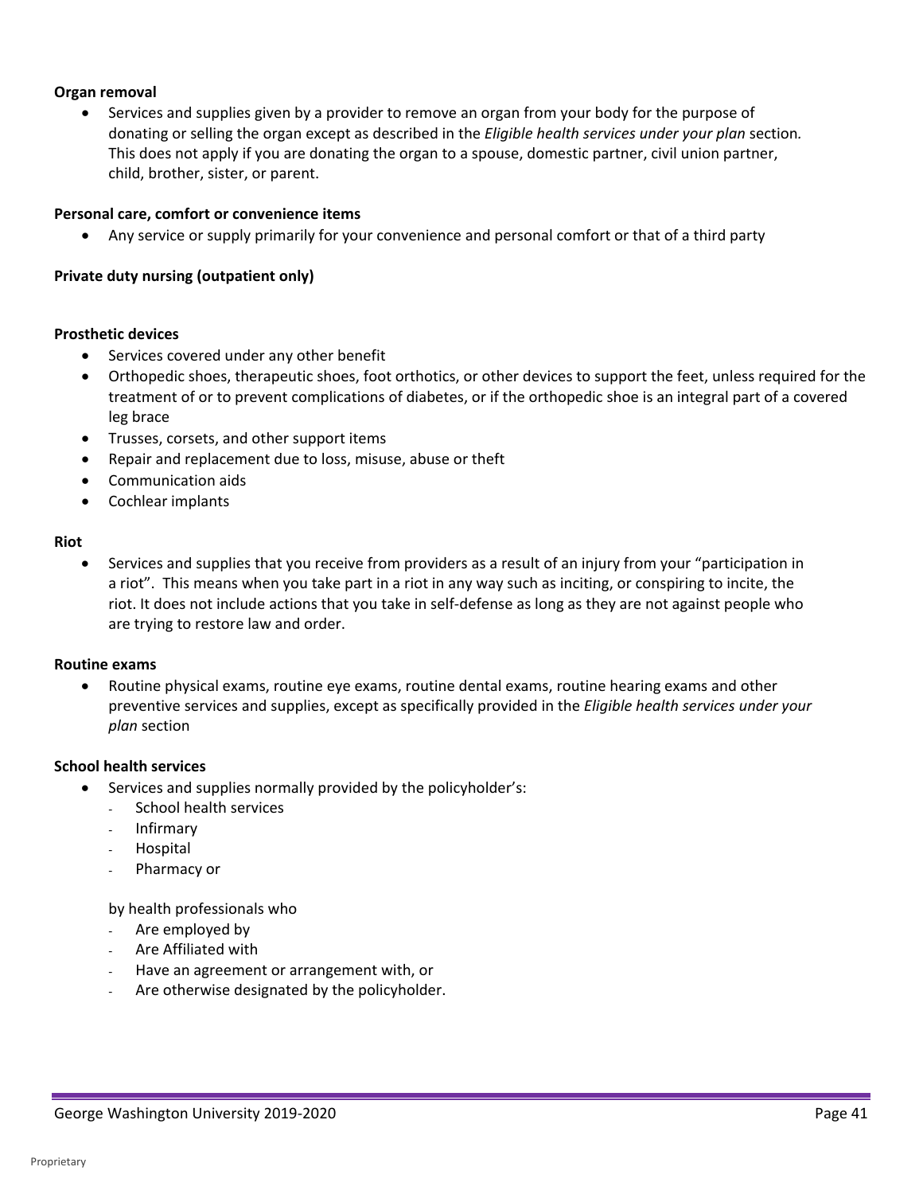**Organ removal**

- Services and supplies given by a provider to remove an organ from your body for the purpose of donating or selling the organ except as described in the *Eligible health services under your plan* section. This does not apply if you are donating the organ to a spouse, domestic partner, civil union partner, child, brother, sister, or parent.

**Personal care, comfort or convenience items**

- Any service or supply primarily for your convenience and personal comfort or that of a third party

**Private duty nursing (outpatient only)**

**Prosthetic devices**

- Services covered under any other benefit
- Orthopedic shoes, therapeutic shoes, foot orthotics, or other devices to support the feet, unless required for the treatment of or to prevent complications of diabetes, or if the orthopedic shoe is an integral part of a covered leg brace
- Trusses, corsets, and other support items
- Repair and replacement due to loss, misuse, abuse or theft
- Communication aids
- Cochlear implants

**Riot**

- Services and supplies that you receive from providers as a result of an injury from your "participation in a riot". This means when you take part in a riot in any way such as inciting, or conspiring to incite, the riot. It does not include actions that you take in self-defense as long as they are not against people who are trying to restore law and order.

**Routine exams**

- Routine physical exams, routine eye exams, routine dental exams, routine hearing exams and other preventive services and supplies, except as specifically provided in the *Eligible health services under your plan* section

**School health services**

- Services and supplies normally provided by the policyholder's:
  - School health services
  - Infirmary
  - Hospital
  - Pharmacy or

  by health professionals who
  - Are employed by
  - Are Affiliated with
  - Have an agreement or arrangement with, or
  - Are otherwise designated by the policyholder.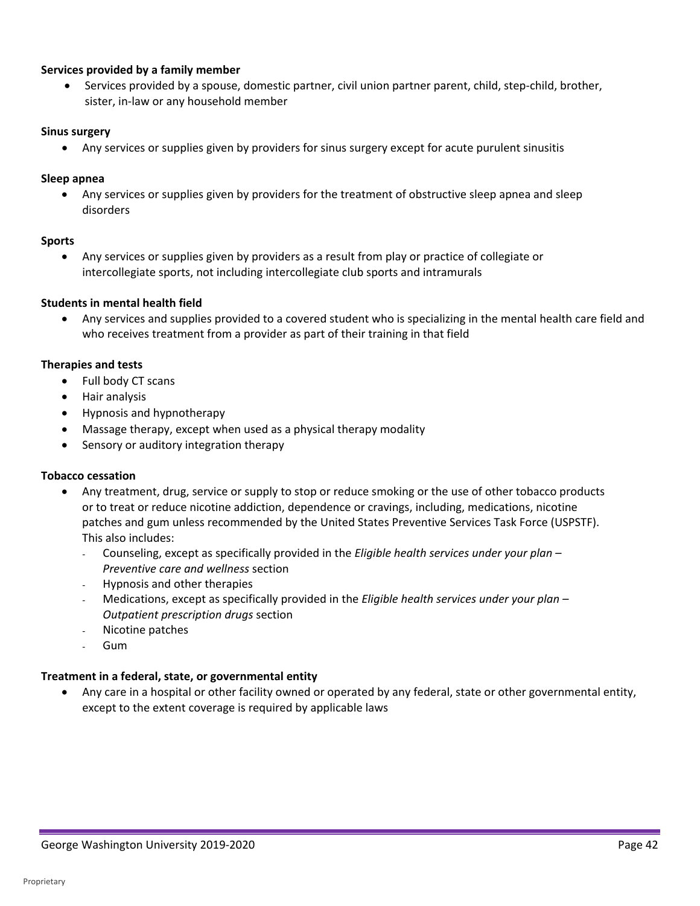**Services provided by a family member**

- Services provided by a spouse, domestic partner, civil union partner parent, child, step-child, brother, sister, in-law or any household member

**Sinus surgery**

- Any services or supplies given by providers for sinus surgery except for acute purulent sinusitis

**Sleep apnea**

- Any services or supplies given by providers for the treatment of obstructive sleep apnea and sleep disorders

**Sports**

- Any services or supplies given by providers as a result from play or practice of collegiate or intercollegiate sports, not including intercollegiate club sports and intramurals

**Students in mental health field**

- Any services and supplies provided to a covered student who is specializing in the mental health care field and who receives treatment from a provider as part of their training in that field

**Therapies and tests**

- Full body CT scans
- Hair analysis
- Hypnosis and hypnotherapy
- Massage therapy, except when used as a physical therapy modality
- Sensory or auditory integration therapy

**Tobacco cessation**

- Any treatment, drug, service or supply to stop or reduce smoking or the use of other tobacco products or to treat or reduce nicotine addiction, dependence or cravings, including, medications, nicotine patches and gum unless recommended by the United States Preventive Services Task Force (USPSTF). This also includes:
  - Counseling, except as specifically provided in the *Eligible health services under your plan – Preventive care and wellness* section
  - Hypnosis and other therapies
  - Medications, except as specifically provided in the *Eligible health services under your plan – Outpatient prescription drugs* section
  - Nicotine patches
  - Gum

**Treatment in a federal, state, or governmental entity**

- Any care in a hospital or other facility owned or operated by any federal, state or other governmental entity, except to the extent coverage is required by applicable laws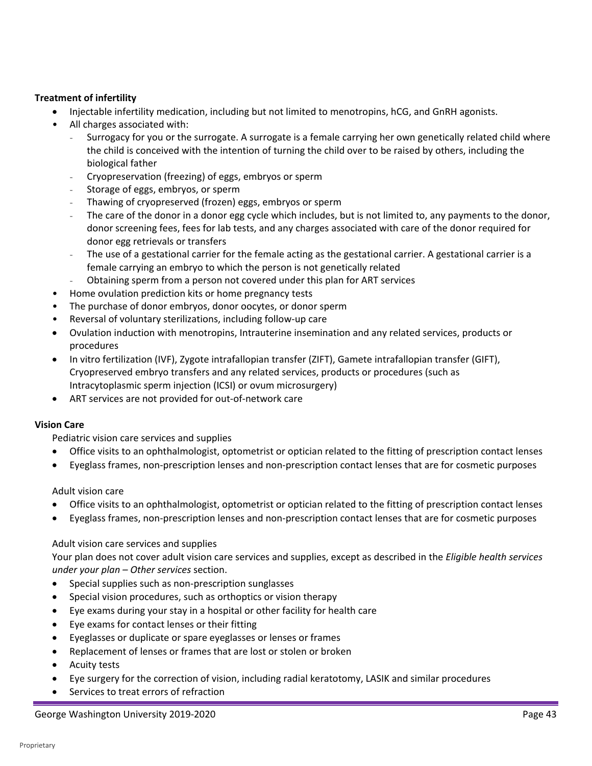**Treatment of infertility**

- Injectable infertility medication, including but not limited to menotropins, hCG, and GnRH agonists.
- All charges associated with:
  - Surrogacy for you or the surrogate. A surrogate is a female carrying her own genetically related child where the child is conceived with the intention of turning the child over to be raised by others, including the biological father
  - Cryopreservation (freezing) of eggs, embryos or sperm
  - Storage of eggs, embryos, or sperm
  - Thawing of cryopreserved (frozen) eggs, embryos or sperm
  - The care of the donor in a donor egg cycle which includes, but is not limited to, any payments to the donor, donor screening fees, fees for lab tests, and any charges associated with care of the donor required for donor egg retrievals or transfers
  - The use of a gestational carrier for the female acting as the gestational carrier. A gestational carrier is a female carrying an embryo to which the person is not genetically related
  - Obtaining sperm from a person not covered under this plan for ART services
- Home ovulation prediction kits or home pregnancy tests
- The purchase of donor embryos, donor oocytes, or donor sperm
- Reversal of voluntary sterilizations, including follow-up care
- Ovulation induction with menotropins, Intrauterine insemination and any related services, products or procedures
- In vitro fertilization (IVF), Zygote intrafallopian transfer (ZIFT), Gamete intrafallopian transfer (GIFT), Cryopreserved embryo transfers and any related services, products or procedures (such as Intracytoplasmic sperm injection (ICSI) or ovum microsurgery)
- ART services are not provided for out-of-network care

**Vision Care**

Pediatric vision care services and supplies

- Office visits to an ophthalmologist, optometrist or optician related to the fitting of prescription contact lenses
- Eyeglass frames, non-prescription lenses and non-prescription contact lenses that are for cosmetic purposes

Adult vision care

- Office visits to an ophthalmologist, optometrist or optician related to the fitting of prescription contact lenses
- Eyeglass frames, non-prescription lenses and non-prescription contact lenses that are for cosmetic purposes

Adult vision care services and supplies

Your plan does not cover adult vision care services and supplies, except as described in the *Eligible health services under your plan – Other services* section.

- Special supplies such as non-prescription sunglasses
- Special vision procedures, such as orthoptics or vision therapy
- Eye exams during your stay in a hospital or other facility for health care
- Eye exams for contact lenses or their fitting
- Eyeglasses or duplicate or spare eyeglasses or lenses or frames
- Replacement of lenses or frames that are lost or stolen or broken
- Acuity tests
- Eye surgery for the correction of vision, including radial keratotomy, LASIK and similar procedures
- Services to treat errors of refraction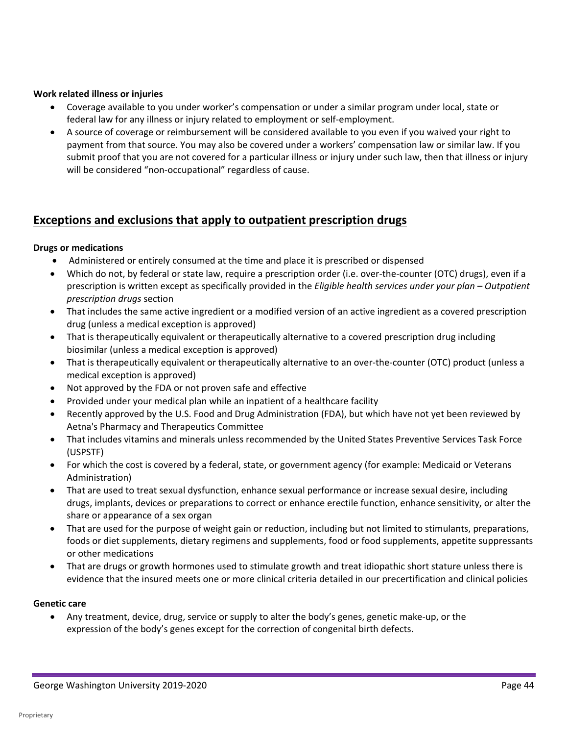**Work related illness or injuries**

- Coverage available to you under worker's compensation or under a similar program under local, state or federal law for any illness or injury related to employment or self-employment.
- A source of coverage or reimbursement will be considered available to you even if you waived your right to payment from that source. You may also be covered under a workers' compensation law or similar law. If you submit proof that you are not covered for a particular illness or injury under such law, then that illness or injury will be considered "non-occupational" regardless of cause.

## Exceptions and exclusions that apply to outpatient prescription drugs

**Drugs or medications**

- Administered or entirely consumed at the time and place it is prescribed or dispensed
- Which do not, by federal or state law, require a prescription order (i.e. over-the-counter (OTC) drugs), even if a prescription is written except as specifically provided in the *Eligible health services under your plan – Outpatient prescription drugs* section
- That includes the same active ingredient or a modified version of an active ingredient as a covered prescription drug (unless a medical exception is approved)
- That is therapeutically equivalent or therapeutically alternative to a covered prescription drug including biosimilar (unless a medical exception is approved)
- That is therapeutically equivalent or therapeutically alternative to an over-the-counter (OTC) product (unless a medical exception is approved)
- Not approved by the FDA or not proven safe and effective
- Provided under your medical plan while an inpatient of a healthcare facility
- Recently approved by the U.S. Food and Drug Administration (FDA), but which have not yet been reviewed by Aetna's Pharmacy and Therapeutics Committee
- That includes vitamins and minerals unless recommended by the United States Preventive Services Task Force (USPSTF)
- For which the cost is covered by a federal, state, or government agency (for example: Medicaid or Veterans Administration)
- That are used to treat sexual dysfunction, enhance sexual performance or increase sexual desire, including drugs, implants, devices or preparations to correct or enhance erectile function, enhance sensitivity, or alter the share or appearance of a sex organ
- That are used for the purpose of weight gain or reduction, including but not limited to stimulants, preparations, foods or diet supplements, dietary regimens and supplements, food or food supplements, appetite suppressants or other medications
- That are drugs or growth hormones used to stimulate growth and treat idiopathic short stature unless there is evidence that the insured meets one or more clinical criteria detailed in our precertification and clinical policies

**Genetic care**

- Any treatment, device, drug, service or supply to alter the body's genes, genetic make-up, or the expression of the body's genes except for the correction of congenital birth defects.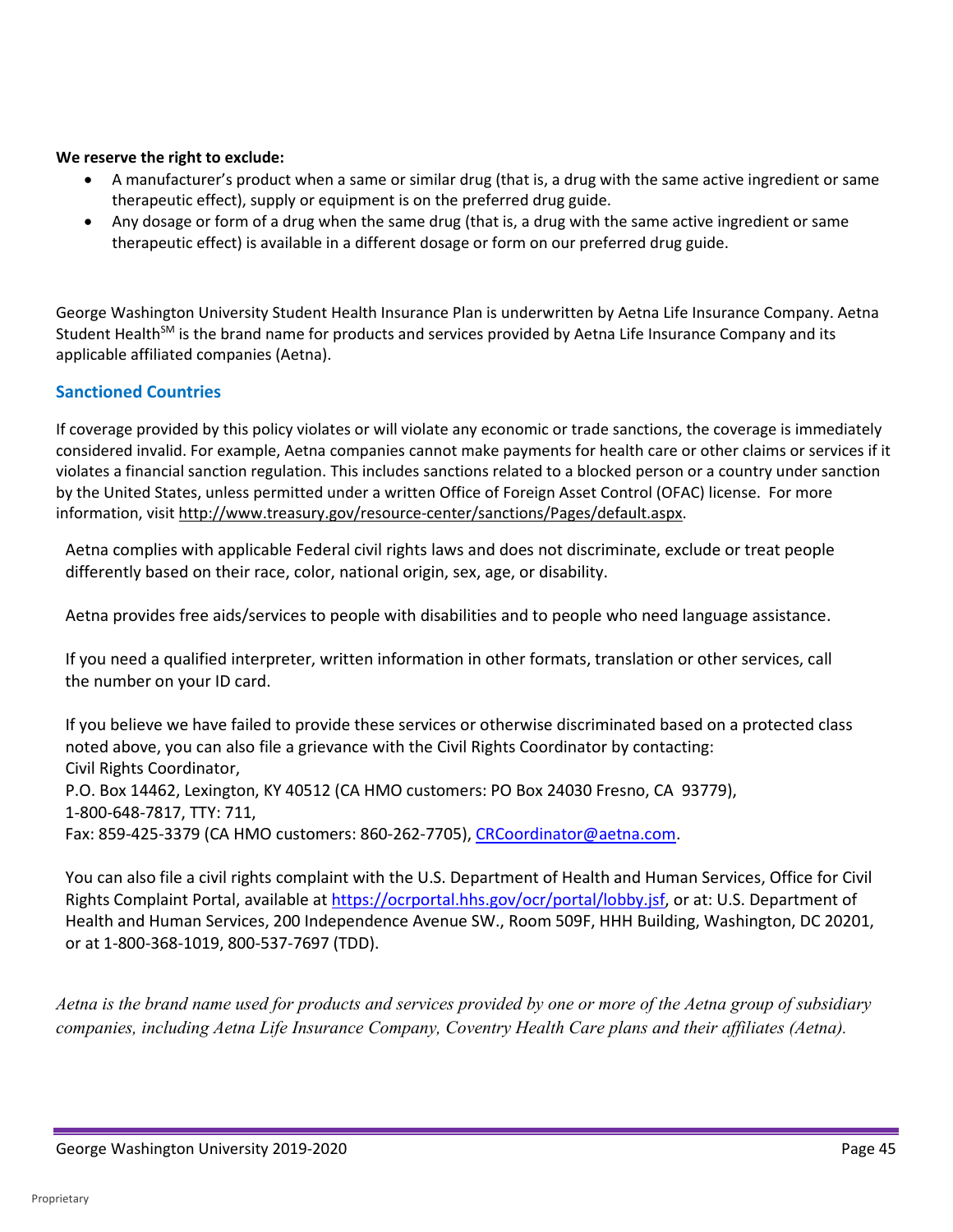**We reserve the right to exclude:**

- A manufacturer's product when a same or similar drug (that is, a drug with the same active ingredient or same therapeutic effect), supply or equipment is on the preferred drug guide.
- Any dosage or form of a drug when the same drug (that is, a drug with the same active ingredient or same therapeutic effect) is available in a different dosage or form on our preferred drug guide.

George Washington University Student Health Insurance Plan is underwritten by Aetna Life Insurance Company. Aetna Student Health℠ is the brand name for products and services provided by Aetna Life Insurance Company and its applicable affiliated companies (Aetna).

## Sanctioned Countries

If coverage provided by this policy violates or will violate any economic or trade sanctions, the coverage is immediately considered invalid. For example, Aetna companies cannot make payments for health care or other claims or services if it violates a financial sanction regulation. This includes sanctions related to a blocked person or a country under sanction by the United States, unless permitted under a written Office of Foreign Asset Control (OFAC) license. For more information, visit http://www.treasury.gov/resource-center/sanctions/Pages/default.aspx.

Aetna complies with applicable Federal civil rights laws and does not discriminate, exclude or treat people differently based on their race, color, national origin, sex, age, or disability.

Aetna provides free aids/services to people with disabilities and to people who need language assistance.

If you need a qualified interpreter, written information in other formats, translation or other services, call the number on your ID card.

If you believe we have failed to provide these services or otherwise discriminated based on a protected class noted above, you can also file a grievance with the Civil Rights Coordinator by contacting:
Civil Rights Coordinator,
P.O. Box 14462, Lexington, KY 40512 (CA HMO customers: PO Box 24030 Fresno, CA 93779),
1-800-648-7817, TTY: 711,
Fax: 859-425-3379 (CA HMO customers: 860-262-7705), CRCoordinator@aetna.com.

You can also file a civil rights complaint with the U.S. Department of Health and Human Services, Office for Civil Rights Complaint Portal, available at https://ocrportal.hhs.gov/ocr/portal/lobby.jsf, or at: U.S. Department of Health and Human Services, 200 Independence Avenue SW., Room 509F, HHH Building, Washington, DC 20201, or at 1-800-368-1019, 800-537-7697 (TDD).

*Aetna is the brand name used for products and services provided by one or more of the Aetna group of subsidiary companies, including Aetna Life Insurance Company, Coventry Health Care plans and their affiliates (Aetna).*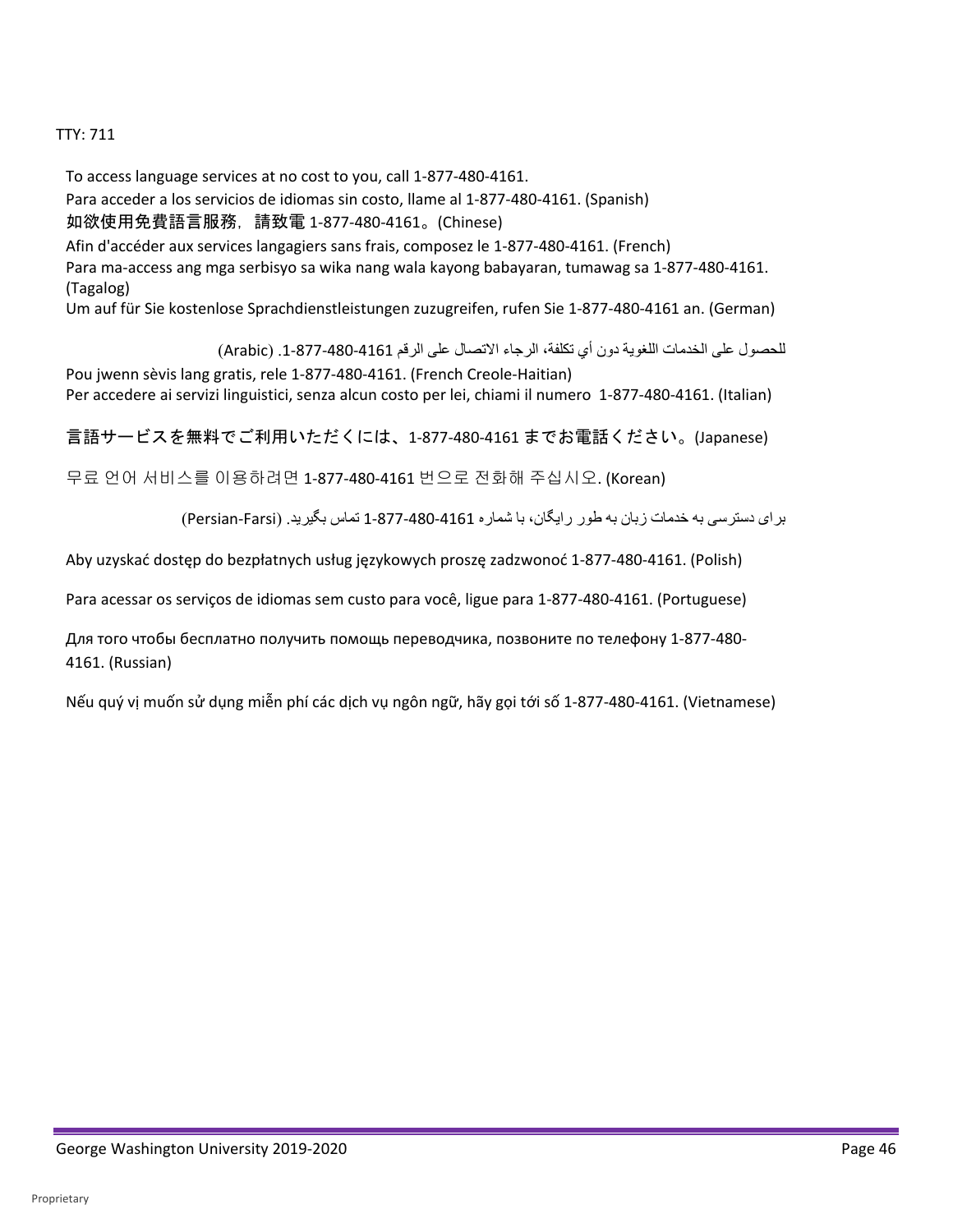TTY: 711

To access language services at no cost to you, call 1-877-480-4161.
Para acceder a los servicios de idiomas sin costo, llame al 1-877-480-4161. (Spanish)
如欲使用免費語言服務，請致電 1-877-480-4161。(Chinese)
Afin d'accéder aux services langagiers sans frais, composez le 1-877-480-4161. (French)
Para ma-access ang mga serbisyo sa wika nang wala kayong babayaran, tumawag sa 1-877-480-4161. (Tagalog)
Um auf für Sie kostenlose Sprachdienstleistungen zuzugreifen, rufen Sie 1-877-480-4161 an. (German)

للحصول على الخدمات اللغوية دون أي تكلفة، الرجاء الاتصال على الرقم 1-877-480-4161. (Arabic)

Pou jwenn sèvis lang gratis, rele 1-877-480-4161. (French Creole-Haitian)
Per accedere ai servizi linguistici, senza alcun costo per lei, chiami il numero 1-877-480-4161. (Italian)

言語サービスを無料でご利用いただくには、1-877-480-4161 までお電話ください。(Japanese)

무료 언어 서비스를 이용하려면 1-877-480-4161 번으로 전화해 주십시오. (Korean)

برای دسترسی به خدمات زبان به طور رایگان، با شماره 1-877-480-4161 تماس بگیرید. (Persian-Farsi)

Aby uzyskać dostęp do bezpłatnych usług językowych proszę zadzwonoć 1-877-480-4161. (Polish)

Para acessar os serviços de idiomas sem custo para você, ligue para 1-877-480-4161. (Portuguese)

Для того чтобы бесплатно получить помощь переводчика, позвоните по телефону 1-877-480-4161. (Russian)

Nếu quý vị muốn sử dụng miễn phí các dịch vụ ngôn ngữ, hãy gọi tới số 1-877-480-4161. (Vietnamese)